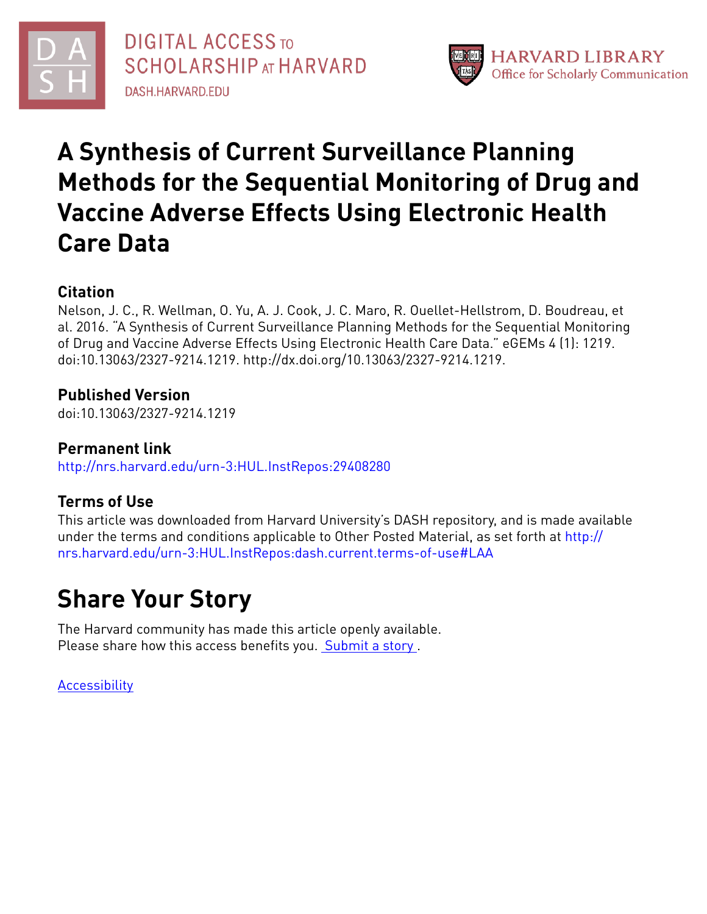# A Synthesis of Current Surveillance Planning Methods for the Sequential Monitoring of Drug and Vaccine Adverse Effects Using Electronic Health Care Data

## Citation

Nelson, J. C., R. Wellman, O. Yu, A. J. Cook, J. C. Maro, R. Ouellet-Hellstrom, D. Boudreau, et al. 2016. "A Synthesis of Current Surveillance Planning Methods for the Sequential Monitoring of Drug and Vaccine Adverse Effects Using Electronic Health Care Data." eGEMs 4 (1): 1219. doi:10.13063/2327-9214.1219. http://dx.doi.org/10.13063/2327-9214.1219.

## Published Version

doi:10.13063/2327-9214.1219

## Permanent link

http://nrs.harvard.edu/urn-3:HUL.InstRepos:29408280

## Terms of Use

This article was downloaded from Harvard University's DASH repository, and is made available under the terms and conditions applicable to Other Posted Material, as set forth at http://nrs.harvard.edu/urn-3:HUL.InstRepos:dash.current.terms-of-use#LAA

# Share Your Story

The Harvard community has made this article openly available.
Please share how this access benefits you. Submit a story .

Accessibility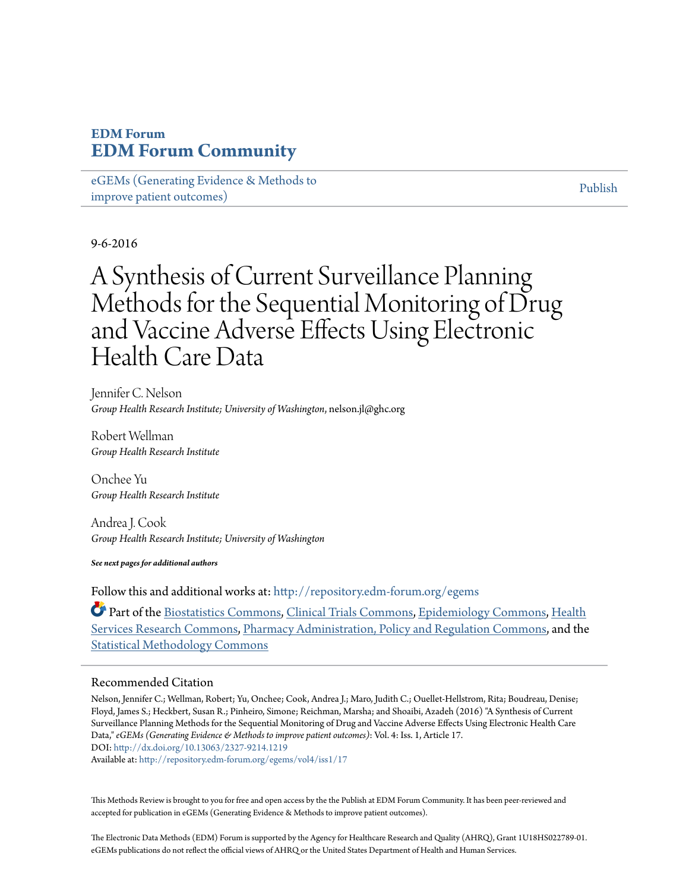EDM Forum
# EDM Forum Community

eGEMs (Generating Evidence & Methods to improve patient outcomes)

Publish

9-6-2016

# A Synthesis of Current Surveillance Planning Methods for the Sequential Monitoring of Drug and Vaccine Adverse Effects Using Electronic Health Care Data

Jennifer C. Nelson
*Group Health Research Institute; University of Washington*, nelson.jl@ghc.org

Robert Wellman
*Group Health Research Institute*

Onchee Yu
*Group Health Research Institute*

Andrea J. Cook
*Group Health Research Institute; University of Washington*

***See next pages for additional authors***

Follow this and additional works at: http://repository.edm-forum.org/egems

Part of the Biostatistics Commons, Clinical Trials Commons, Epidemiology Commons, Health Services Research Commons, Pharmacy Administration, Policy and Regulation Commons, and the Statistical Methodology Commons

## Recommended Citation

Nelson, Jennifer C.; Wellman, Robert; Yu, Onchee; Cook, Andrea J.; Maro, Judith C.; Ouellet-Hellstrom, Rita; Boudreau, Denise; Floyd, James S.; Heckbert, Susan R.; Pinheiro, Simone; Reichman, Marsha; and Shoaibi, Azadeh (2016) "A Synthesis of Current Surveillance Planning Methods for the Sequential Monitoring of Drug and Vaccine Adverse Effects Using Electronic Health Care Data," *eGEMs (Generating Evidence & Methods to improve patient outcomes)*: Vol. 4: Iss. 1, Article 17.
DOI: http://dx.doi.org/10.13063/2327-9214.1219
Available at: http://repository.edm-forum.org/egems/vol4/iss1/17

This Methods Review is brought to you for free and open access by the the Publish at EDM Forum Community. It has been peer-reviewed and accepted for publication in eGEMs (Generating Evidence & Methods to improve patient outcomes).

The Electronic Data Methods (EDM) Forum is supported by the Agency for Healthcare Research and Quality (AHRQ), Grant 1U18HS022789-01. eGEMs publications do not reflect the official views of AHRQ or the United States Department of Health and Human Services.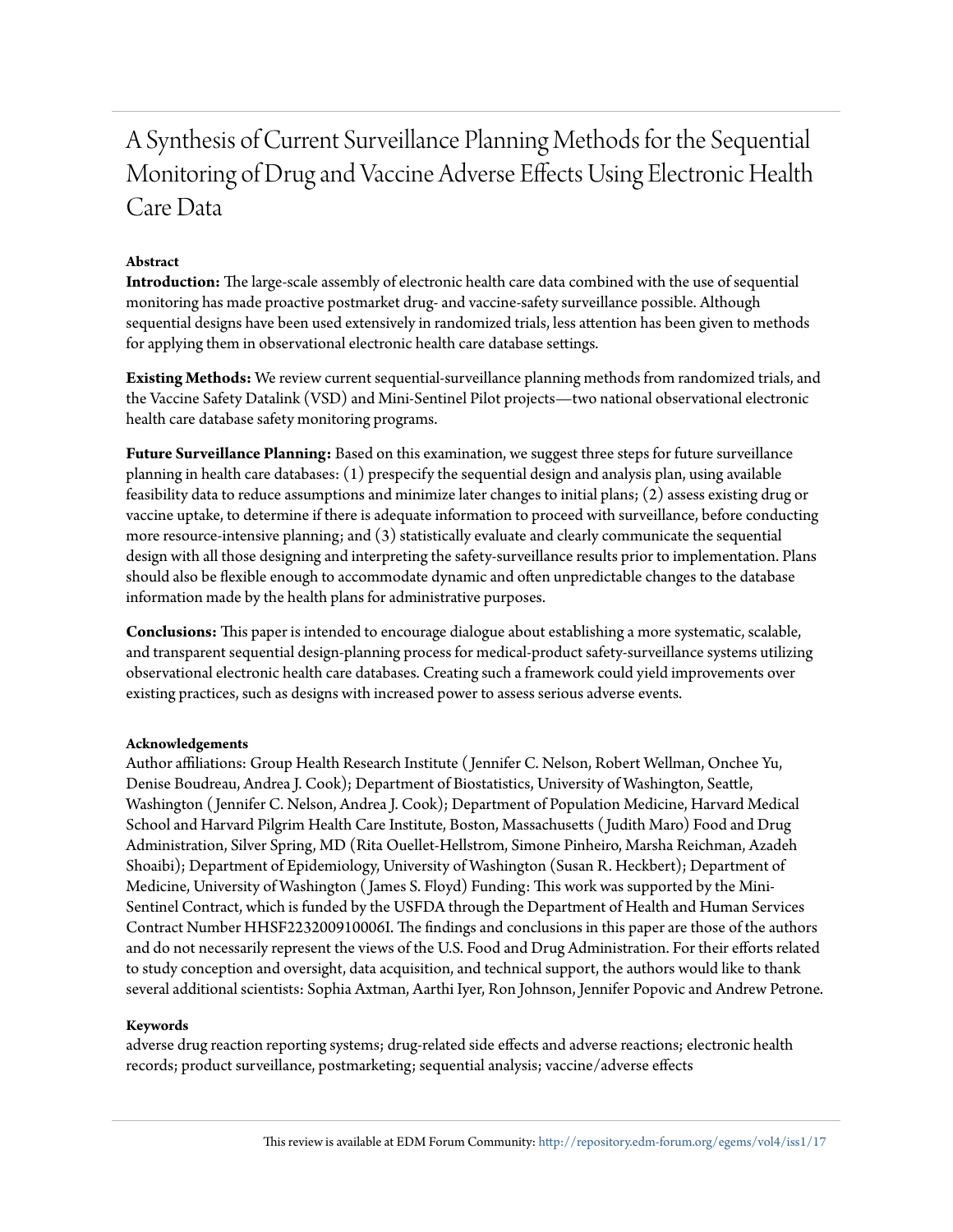# A Synthesis of Current Surveillance Planning Methods for the Sequential Monitoring of Drug and Vaccine Adverse Effects Using Electronic Health Care Data

**Abstract**

**Introduction:** The large-scale assembly of electronic health care data combined with the use of sequential monitoring has made proactive postmarket drug- and vaccine-safety surveillance possible. Although sequential designs have been used extensively in randomized trials, less attention has been given to methods for applying them in observational electronic health care database settings.

**Existing Methods:** We review current sequential-surveillance planning methods from randomized trials, and the Vaccine Safety Datalink (VSD) and Mini-Sentinel Pilot projects—two national observational electronic health care database safety monitoring programs.

**Future Surveillance Planning:** Based on this examination, we suggest three steps for future surveillance planning in health care databases: (1) prespecify the sequential design and analysis plan, using available feasibility data to reduce assumptions and minimize later changes to initial plans; (2) assess existing drug or vaccine uptake, to determine if there is adequate information to proceed with surveillance, before conducting more resource-intensive planning; and (3) statistically evaluate and clearly communicate the sequential design with all those designing and interpreting the safety-surveillance results prior to implementation. Plans should also be flexible enough to accommodate dynamic and often unpredictable changes to the database information made by the health plans for administrative purposes.

**Conclusions:** This paper is intended to encourage dialogue about establishing a more systematic, scalable, and transparent sequential design-planning process for medical-product safety-surveillance systems utilizing observational electronic health care databases. Creating such a framework could yield improvements over existing practices, such as designs with increased power to assess serious adverse events.

**Acknowledgements**

Author affiliations: Group Health Research Institute (Jennifer C. Nelson, Robert Wellman, Onchee Yu, Denise Boudreau, Andrea J. Cook); Department of Biostatistics, University of Washington, Seattle, Washington (Jennifer C. Nelson, Andrea J. Cook); Department of Population Medicine, Harvard Medical School and Harvard Pilgrim Health Care Institute, Boston, Massachusetts (Judith Maro) Food and Drug Administration, Silver Spring, MD (Rita Ouellet-Hellstrom, Simone Pinheiro, Marsha Reichman, Azadeh Shoaibi); Department of Epidemiology, University of Washington (Susan R. Heckbert); Department of Medicine, University of Washington (James S. Floyd) Funding: This work was supported by the Mini-Sentinel Contract, which is funded by the USFDA through the Department of Health and Human Services Contract Number HHSF223200910006I. The findings and conclusions in this paper are those of the authors and do not necessarily represent the views of the U.S. Food and Drug Administration. For their efforts related to study conception and oversight, data acquisition, and technical support, the authors would like to thank several additional scientists: Sophia Axtman, Aarthi Iyer, Ron Johnson, Jennifer Popovic and Andrew Petrone.

**Keywords**

adverse drug reaction reporting systems; drug-related side effects and adverse reactions; electronic health records; product surveillance, postmarketing; sequential analysis; vaccine/adverse effects

This review is available at EDM Forum Community: http://repository.edm-forum.org/egems/vol4/iss1/17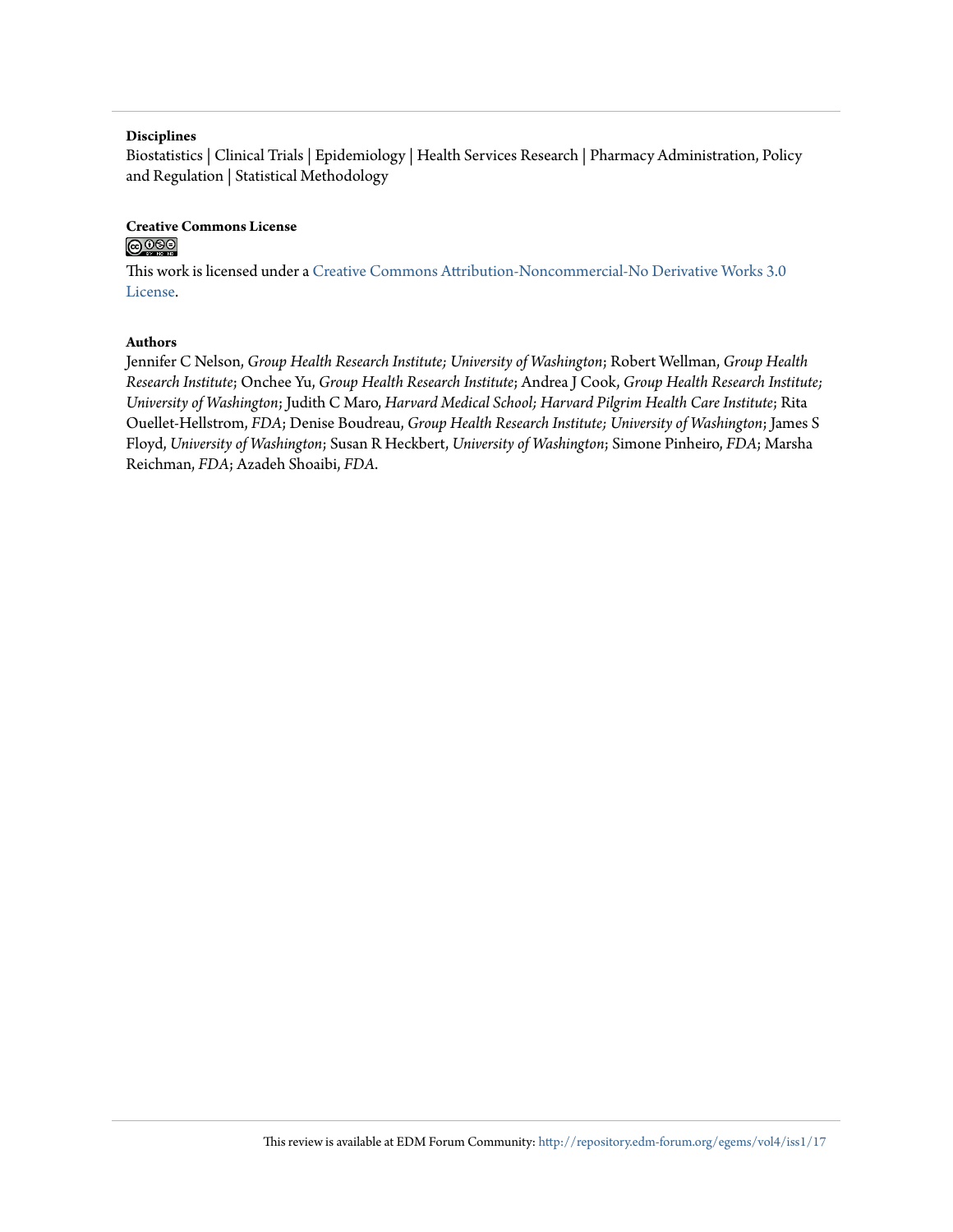**Disciplines**

Biostatistics | Clinical Trials | Epidemiology | Health Services Research | Pharmacy Administration, Policy and Regulation | Statistical Methodology

**Creative Commons License**

This work is licensed under a Creative Commons Attribution-Noncommercial-No Derivative Works 3.0 License.

**Authors**

Jennifer C Nelson, *Group Health Research Institute; University of Washington*; Robert Wellman, *Group Health Research Institute*; Onchee Yu, *Group Health Research Institute*; Andrea J Cook, *Group Health Research Institute; University of Washington*; Judith C Maro, *Harvard Medical School; Harvard Pilgrim Health Care Institute*; Rita Ouellet-Hellstrom, *FDA*; Denise Boudreau, *Group Health Research Institute; University of Washington*; James S Floyd, *University of Washington*; Susan R Heckbert, *University of Washington*; Simone Pinheiro, *FDA*; Marsha Reichman, *FDA*; Azadeh Shoaibi, *FDA*.

This review is available at EDM Forum Community: http://repository.edm-forum.org/egems/vol4/iss1/17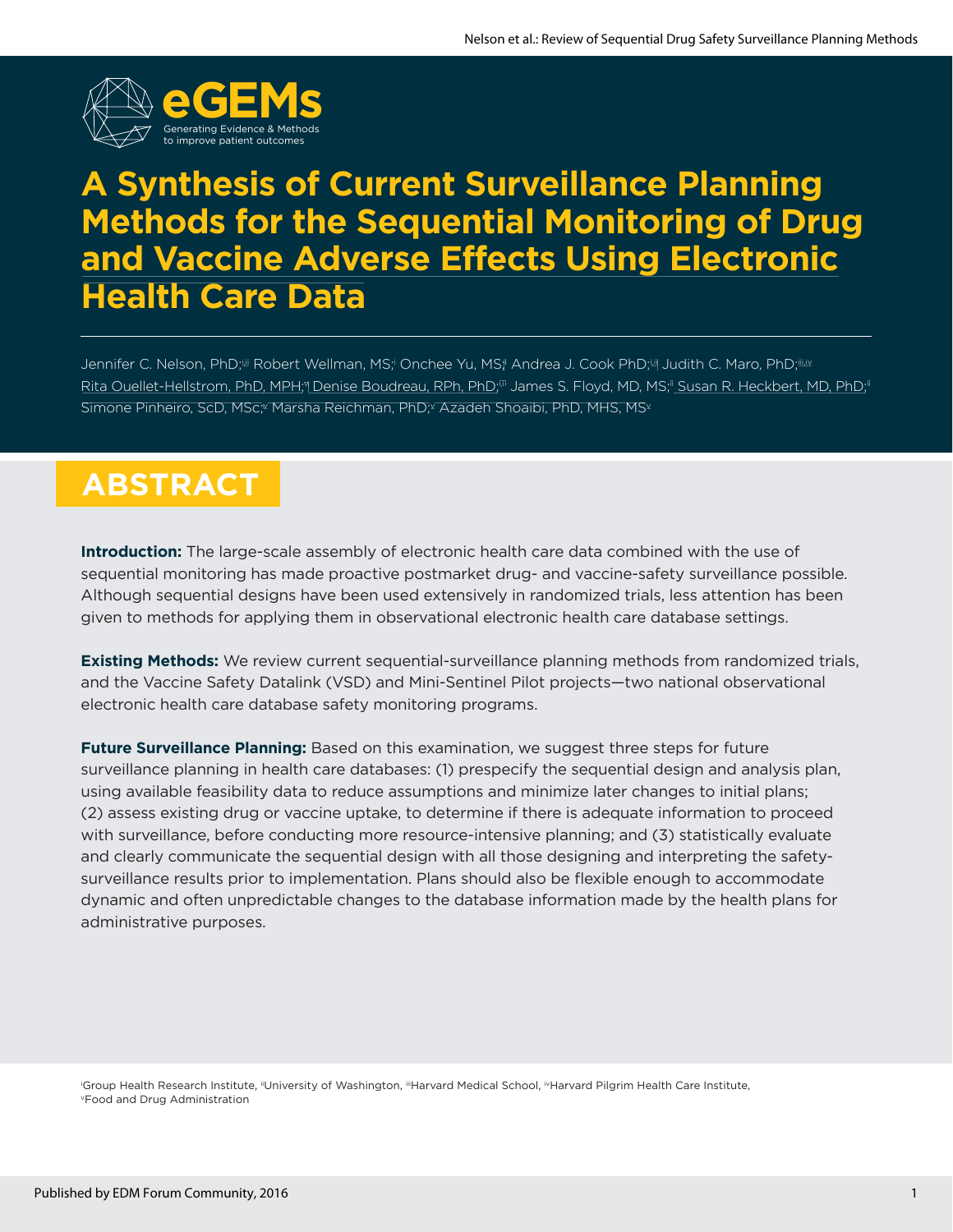# A Synthesis of Current Surveillance Planning Methods for the Sequential Monitoring of Drug and Vaccine Adverse Effects Using Electronic Health Care Data

Jennifer C. Nelson, PhD;[i,ii] Robert Wellman, MS;[i] Onchee Yu, MS;[i] Andrea J. Cook PhD;[i,ii] Judith C. Maro, PhD;[iii,iv] Rita Ouellet-Hellstrom, PhD, MPH;[v] Denise Boudreau, RPh, PhD;[i,ii] James S. Floyd, MD, MS;[ii] Susan R. Heckbert, MD, PhD;[ii] Simone Pinheiro, ScD, MSc;[v] Marsha Reichman, PhD;[v] Azadeh Shoaibi, PhD, MHS, MS[v]

## ABSTRACT

**Introduction:** The large-scale assembly of electronic health care data combined with the use of sequential monitoring has made proactive postmarket drug- and vaccine-safety surveillance possible. Although sequential designs have been used extensively in randomized trials, less attention has been given to methods for applying them in observational electronic health care database settings.

**Existing Methods:** We review current sequential-surveillance planning methods from randomized trials, and the Vaccine Safety Datalink (VSD) and Mini-Sentinel Pilot projects—two national observational electronic health care database safety monitoring programs.

**Future Surveillance Planning:** Based on this examination, we suggest three steps for future surveillance planning in health care databases: (1) prespecify the sequential design and analysis plan, using available feasibility data to reduce assumptions and minimize later changes to initial plans; (2) assess existing drug or vaccine uptake, to determine if there is adequate information to proceed with surveillance, before conducting more resource-intensive planning; and (3) statistically evaluate and clearly communicate the sequential design with all those designing and interpreting the safety-surveillance results prior to implementation. Plans should also be flexible enough to accommodate dynamic and often unpredictable changes to the database information made by the health plans for administrative purposes.

[i]Group Health Research Institute, [ii]University of Washington, [iii]Harvard Medical School, [iv]Harvard Pilgrim Health Care Institute, [v]Food and Drug Administration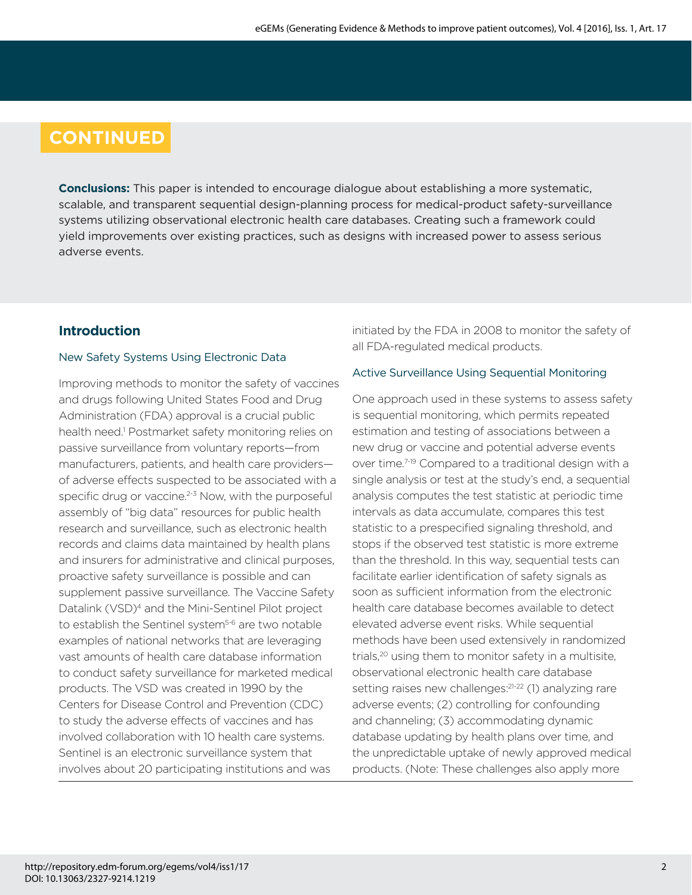**CONTINUED**

**Conclusions:** This paper is intended to encourage dialogue about establishing a more systematic, scalable, and transparent sequential design-planning process for medical-product safety-surveillance systems utilizing observational electronic health care databases. Creating such a framework could yield improvements over existing practices, such as designs with increased power to assess serious adverse events.

## Introduction

### New Safety Systems Using Electronic Data

Improving methods to monitor the safety of vaccines and drugs following United States Food and Drug Administration (FDA) approval is a crucial public health need.[1] Postmarket safety monitoring relies on passive surveillance from voluntary reports—from manufacturers, patients, and health care providers—of adverse effects suspected to be associated with a specific drug or vaccine.[2-3] Now, with the purposeful assembly of "big data" resources for public health research and surveillance, such as electronic health records and claims data maintained by health plans and insurers for administrative and clinical purposes, proactive safety surveillance is possible and can supplement passive surveillance. The Vaccine Safety Datalink (VSD)[4] and the Mini-Sentinel Pilot project to establish the Sentinel system[5-6] are two notable examples of national networks that are leveraging vast amounts of health care database information to conduct safety surveillance for marketed medical products. The VSD was created in 1990 by the Centers for Disease Control and Prevention (CDC) to study the adverse effects of vaccines and has involved collaboration with 10 health care systems. Sentinel is an electronic surveillance system that involves about 20 participating institutions and was initiated by the FDA in 2008 to monitor the safety of all FDA-regulated medical products.

### Active Surveillance Using Sequential Monitoring

One approach used in these systems to assess safety is sequential monitoring, which permits repeated estimation and testing of associations between a new drug or vaccine and potential adverse events over time.[7-19] Compared to a traditional design with a single analysis or test at the study's end, a sequential analysis computes the test statistic at periodic time intervals as data accumulate, compares this test statistic to a prespecified signaling threshold, and stops if the observed test statistic is more extreme than the threshold. In this way, sequential tests can facilitate earlier identification of safety signals as soon as sufficient information from the electronic health care database becomes available to detect elevated adverse event risks. While sequential methods have been used extensively in randomized trials,[20] using them to monitor safety in a multisite, observational electronic health care database setting raises new challenges:[21-22] (1) analyzing rare adverse events; (2) controlling for confounding and channeling; (3) accommodating dynamic database updating by health plans over time, and the unpredictable uptake of newly approved medical products. (Note: These challenges also apply more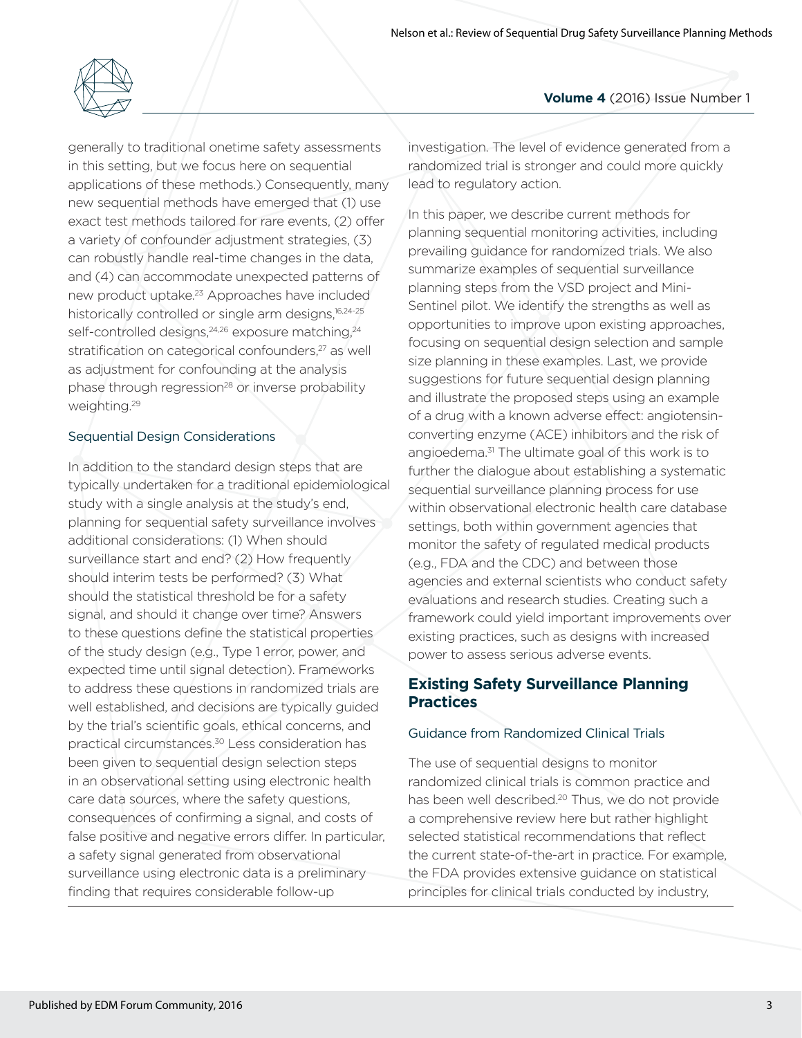generally to traditional onetime safety assessments in this setting, but we focus here on sequential applications of these methods.) Consequently, many new sequential methods have emerged that (1) use exact test methods tailored for rare events, (2) offer a variety of confounder adjustment strategies, (3) can robustly handle real-time changes in the data, and (4) can accommodate unexpected patterns of new product uptake.[23] Approaches have included historically controlled or single arm designs,[16,24-25] self-controlled designs,[24,26] exposure matching,[24] stratification on categorical confounders,[27] as well as adjustment for confounding at the analysis phase through regression[28] or inverse probability weighting.[29]

### Sequential Design Considerations

In addition to the standard design steps that are typically undertaken for a traditional epidemiological study with a single analysis at the study's end, planning for sequential safety surveillance involves additional considerations: (1) When should surveillance start and end? (2) How frequently should interim tests be performed? (3) What should the statistical threshold be for a safety signal, and should it change over time? Answers to these questions define the statistical properties of the study design (e.g., Type 1 error, power, and expected time until signal detection). Frameworks to address these questions in randomized trials are well established, and decisions are typically guided by the trial's scientific goals, ethical concerns, and practical circumstances.[30] Less consideration has been given to sequential design selection steps in an observational setting using electronic health care data sources, where the safety questions, consequences of confirming a signal, and costs of false positive and negative errors differ. In particular, a safety signal generated from observational surveillance using electronic data is a preliminary finding that requires considerable follow-up investigation. The level of evidence generated from a randomized trial is stronger and could more quickly lead to regulatory action.

In this paper, we describe current methods for planning sequential monitoring activities, including prevailing guidance for randomized trials. We also summarize examples of sequential surveillance planning steps from the VSD project and Mini-Sentinel pilot. We identify the strengths as well as opportunities to improve upon existing approaches, focusing on sequential design selection and sample size planning in these examples. Last, we provide suggestions for future sequential design planning and illustrate the proposed steps using an example of a drug with a known adverse effect: angiotensin-converting enzyme (ACE) inhibitors and the risk of angioedema.[31] The ultimate goal of this work is to further the dialogue about establishing a systematic sequential surveillance planning process for use within observational electronic health care database settings, both within government agencies that monitor the safety of regulated medical products (e.g., FDA and the CDC) and between those agencies and external scientists who conduct safety evaluations and research studies. Creating such a framework could yield important improvements over existing practices, such as designs with increased power to assess serious adverse events.

## Existing Safety Surveillance Planning Practices

### Guidance from Randomized Clinical Trials

The use of sequential designs to monitor randomized clinical trials is common practice and has been well described.[20] Thus, we do not provide a comprehensive review here but rather highlight selected statistical recommendations that reflect the current state-of-the-art in practice. For example, the FDA provides extensive guidance on statistical principles for clinical trials conducted by industry,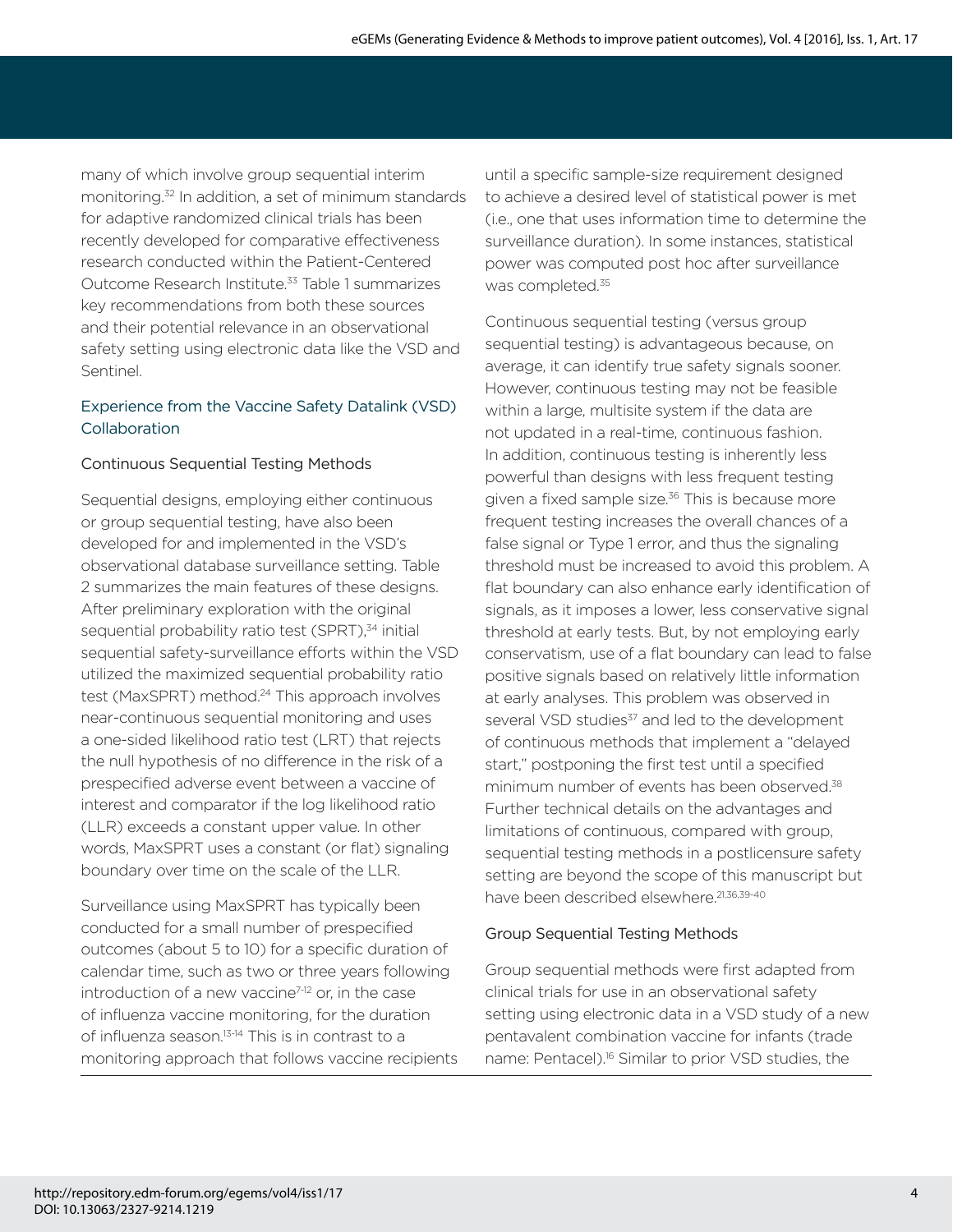many of which involve group sequential interim monitoring.[32] In addition, a set of minimum standards for adaptive randomized clinical trials has been recently developed for comparative effectiveness research conducted within the Patient-Centered Outcome Research Institute.[33] Table 1 summarizes key recommendations from both these sources and their potential relevance in an observational safety setting using electronic data like the VSD and Sentinel.

## Experience from the Vaccine Safety Datalink (VSD) Collaboration

### Continuous Sequential Testing Methods

Sequential designs, employing either continuous or group sequential testing, have also been developed for and implemented in the VSD's observational database surveillance setting. Table 2 summarizes the main features of these designs. After preliminary exploration with the original sequential probability ratio test (SPRT),[34] initial sequential safety-surveillance efforts within the VSD utilized the maximized sequential probability ratio test (MaxSPRT) method.[24] This approach involves near-continuous sequential monitoring and uses a one-sided likelihood ratio test (LRT) that rejects the null hypothesis of no difference in the risk of a prespecified adverse event between a vaccine of interest and comparator if the log likelihood ratio (LLR) exceeds a constant upper value. In other words, MaxSPRT uses a constant (or flat) signaling boundary over time on the scale of the LLR.

Surveillance using MaxSPRT has typically been conducted for a small number of prespecified outcomes (about 5 to 10) for a specific duration of calendar time, such as two or three years following introduction of a new vaccine[7-12] or, in the case of influenza vaccine monitoring, for the duration of influenza season.[13-14] This is in contrast to a monitoring approach that follows vaccine recipients until a specific sample-size requirement designed to achieve a desired level of statistical power is met (i.e., one that uses information time to determine the surveillance duration). In some instances, statistical power was computed post hoc after surveillance was completed.[35]

Continuous sequential testing (versus group sequential testing) is advantageous because, on average, it can identify true safety signals sooner. However, continuous testing may not be feasible within a large, multisite system if the data are not updated in a real-time, continuous fashion. In addition, continuous testing is inherently less powerful than designs with less frequent testing given a fixed sample size.[36] This is because more frequent testing increases the overall chances of a false signal or Type 1 error, and thus the signaling threshold must be increased to avoid this problem. A flat boundary can also enhance early identification of signals, as it imposes a lower, less conservative signal threshold at early tests. But, by not employing early conservatism, use of a flat boundary can lead to false positive signals based on relatively little information at early analyses. This problem was observed in several VSD studies[37] and led to the development of continuous methods that implement a "delayed start," postponing the first test until a specified minimum number of events has been observed.[38] Further technical details on the advantages and limitations of continuous, compared with group, sequential testing methods in a postlicensure safety setting are beyond the scope of this manuscript but have been described elsewhere.[21,36,39-40]

### Group Sequential Testing Methods

Group sequential methods were first adapted from clinical trials for use in an observational safety setting using electronic data in a VSD study of a new pentavalent combination vaccine for infants (trade name: Pentacel).[16] Similar to prior VSD studies, the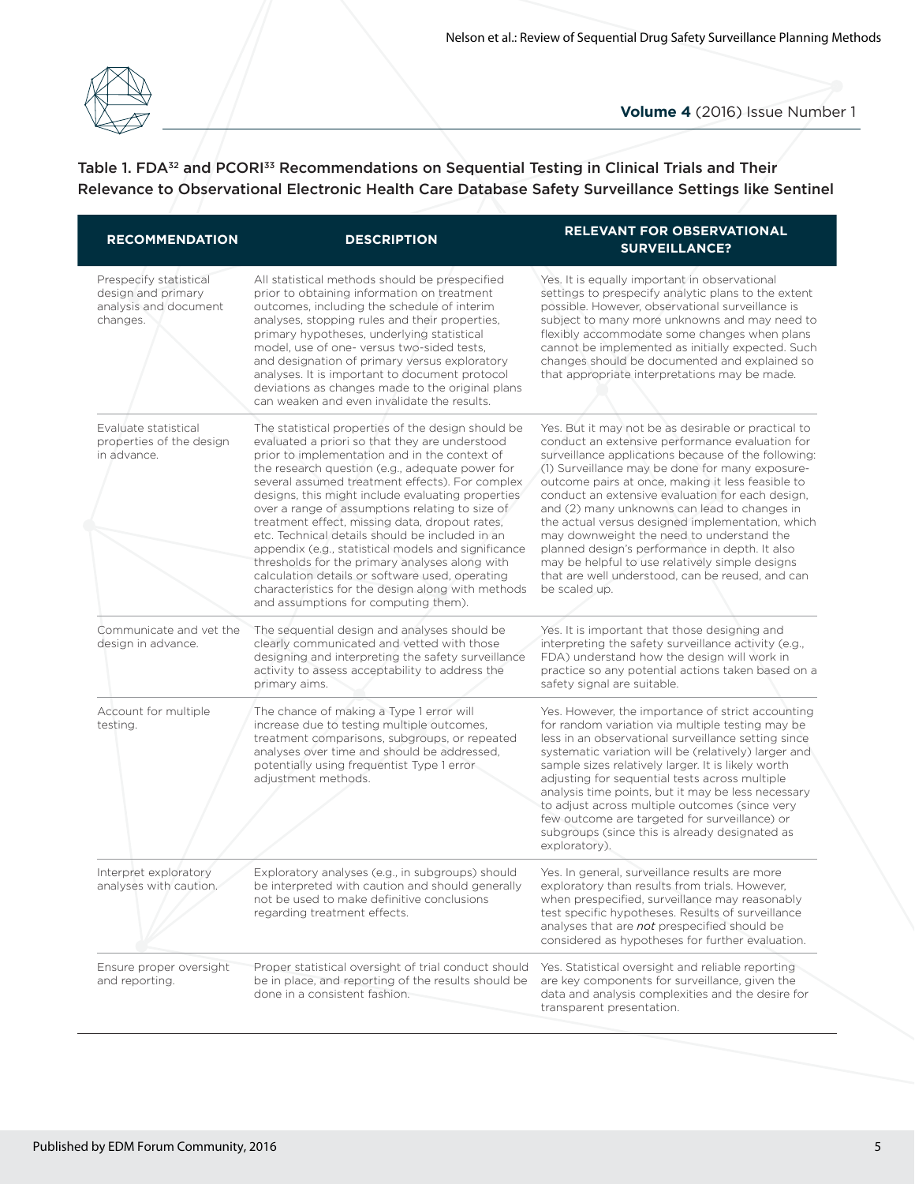Table 1. FDA[32] and PCORI[33] Recommendations on Sequential Testing in Clinical Trials and Their Relevance to Observational Electronic Health Care Database Safety Surveillance Settings like Sentinel

| RECOMMENDATION | DESCRIPTION | RELEVANT FOR OBSERVATIONAL SURVEILLANCE? |
|---|---|---|
| Prespecify statistical design and primary analysis and document changes. | All statistical methods should be prespecified prior to obtaining information on treatment outcomes, including the schedule of interim analyses, stopping rules and their properties, primary hypotheses, underlying statistical model, use of one- versus two-sided tests, and designation of primary versus exploratory analyses. It is important to document protocol deviations as changes made to the original plans can weaken and even invalidate the results. | Yes. It is equally important in observational settings to prespecify analytic plans to the extent possible. However, observational surveillance is subject to many more unknowns and may need to flexibly accommodate some changes when plans cannot be implemented as initially expected. Such changes should be documented and explained so that appropriate interpretations may be made. |
| Evaluate statistical properties of the design in advance. | The statistical properties of the design should be evaluated a priori so that they are understood prior to implementation and in the context of the research question (e.g., adequate power for several assumed treatment effects). For complex designs, this might include evaluating properties over a range of assumptions relating to size of treatment effect, missing data, dropout rates, etc. Technical details should be included in an appendix (e.g., statistical models and significance thresholds for the primary analyses along with calculation details or software used, operating characteristics for the design along with methods and assumptions for computing them). | Yes. But it may not be as desirable or practical to conduct an extensive performance evaluation for surveillance applications because of the following: (1) Surveillance may be done for many exposure-outcome pairs at once, making it less feasible to conduct an extensive evaluation for each design, and (2) many unknowns can lead to changes in the actual versus designed implementation, which may downweight the need to understand the planned design's performance in depth. It also may be helpful to use relatively simple designs that are well understood, can be reused, and can be scaled up. |
| Communicate and vet the design in advance. | The sequential design and analyses should be clearly communicated and vetted with those designing and interpreting the safety surveillance activity to assess acceptability to address the primary aims. | Yes. It is important that those designing and interpreting the safety surveillance activity (e.g., FDA) understand how the design will work in practice so any potential actions taken based on a safety signal are suitable. |
| Account for multiple testing. | The chance of making a Type 1 error will increase due to testing multiple outcomes, treatment comparisons, subgroups, or repeated analyses over time and should be addressed, potentially using frequentist Type 1 error adjustment methods. | Yes. However, the importance of strict accounting for random variation via multiple testing may be less in an observational surveillance setting since systematic variation will be (relatively) larger and sample sizes relatively larger. It is likely worth adjusting for sequential tests across multiple analysis time points, but it may be less necessary to adjust across multiple outcomes (since very few outcome are targeted for surveillance) or subgroups (since this is already designated as exploratory). |
| Interpret exploratory analyses with caution. | Exploratory analyses (e.g., in subgroups) should be interpreted with caution and should generally not be used to make definitive conclusions regarding treatment effects. | Yes. In general, surveillance results are more exploratory than results from trials. However, when prespecified, surveillance may reasonably test specific hypotheses. Results of surveillance analyses that are *not* prespecified should be considered as hypotheses for further evaluation. |
| Ensure proper oversight and reporting. | Proper statistical oversight of trial conduct should be in place, and reporting of the results should be done in a consistent fashion. | Yes. Statistical oversight and reliable reporting are key components for surveillance, given the data and analysis complexities and the desire for transparent presentation. |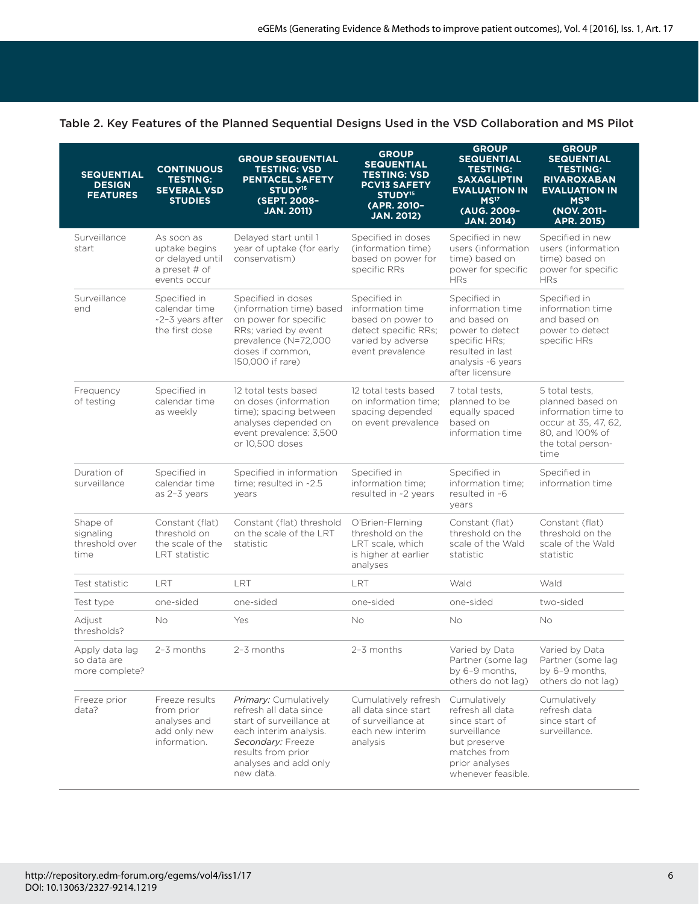## Table 2. Key Features of the Planned Sequential Designs Used in the VSD Collaboration and MS Pilot

| SEQUENTIAL DESIGN FEATURES | CONTINUOUS TESTING: SEVERAL VSD STUDIES | GROUP SEQUENTIAL TESTING: VSD PENTACEL SAFETY STUDY[16] (SEPT. 2008–JAN. 2011) | GROUP SEQUENTIAL TESTING: VSD PCV13 SAFETY STUDY[15] (APR. 2010–JAN. 2012) | GROUP SEQUENTIAL TESTING: SAXAGLIPTIN EVALUATION IN MS[17] (AUG. 2009–JAN. 2014) | GROUP SEQUENTIAL TESTING: RIVAROXABAN EVALUATION IN MS[18] (NOV. 2011–APR. 2015) |
|---|---|---|---|---|---|
| Surveillance start | As soon as uptake begins or delayed until a preset # of events occur | Delayed start until 1 year of uptake (for early conservatism) | Specified in doses (information time) based on power for specific RRs | Specified in new users (information time) based on power for specific HRs | Specified in new users (information time) based on power for specific HRs |
| Surveillance end | Specified in calendar time ~2–3 years after the first dose | Specified in doses (information time) based on power for specific RRs; varied by event prevalence (N=72,000 doses if common, 150,000 if rare) | Specified in information time based on power to detect specific RRs; varied by adverse event prevalence | Specified in information time and based on power to detect specific HRs; resulted in last analysis ~6 years after licensure | Specified in information time and based on power to detect specific HRs |
| Frequency of testing | Specified in calendar time as weekly | 12 total tests based on doses (information time); spacing between analyses depended on event prevalence: 3,500 or 10,500 doses | 12 total tests based on information time; spacing depended on event prevalence | 7 total tests, planned to be equally spaced based on information time | 5 total tests, planned based on information time to occur at 35, 47, 62, 80, and 100% of the total person-time |
| Duration of surveillance | Specified in calendar time as 2–3 years | Specified in information time; resulted in ~2.5 years | Specified in information time; resulted in ~2 years | Specified in information time; resulted in ~6 years | Specified in information time |
| Shape of signaling threshold over time | Constant (flat) threshold on the scale of the LRT statistic | Constant (flat) threshold on the scale of the LRT statistic | O'Brien-Fleming threshold on the LRT scale, which is higher at earlier analyses | Constant (flat) threshold on the scale of the Wald statistic | Constant (flat) threshold on the scale of the Wald statistic |
| Test statistic | LRT | LRT | LRT | Wald | Wald |
| Test type | one-sided | one-sided | one-sided | one-sided | two-sided |
| Adjust thresholds? | No | Yes | No | No | No |
| Apply data lag so data are more complete? | 2–3 months | 2–3 months | 2–3 months | Varied by Data Partner (some lag by 6–9 months, others do not lag) | Varied by Data Partner (some lag by 6–9 months, others do not lag) |
| Freeze prior data? | Freeze results from prior analyses and add only new information. | *Primary:* Cumulatively refresh all data since start of surveillance at each interim analysis. *Secondary:* Freeze results from prior analyses and add only new data. | Cumulatively refresh all data since start of surveillance at each new interim analysis | Cumulatively refresh all data since start of surveillance but preserve matches from prior analyses whenever feasible. | Cumulatively refresh data since start of surveillance. |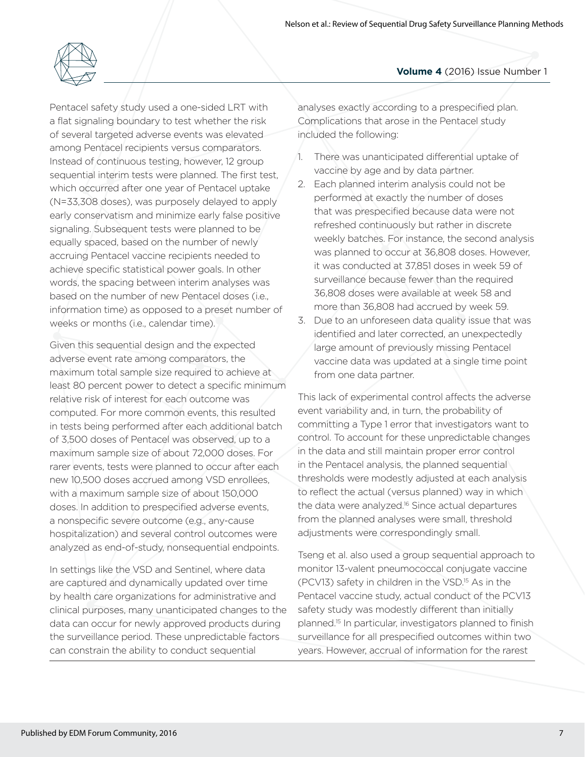Pentacel safety study used a one-sided LRT with a flat signaling boundary to test whether the risk of several targeted adverse events was elevated among Pentacel recipients versus comparators. Instead of continuous testing, however, 12 group sequential interim tests were planned. The first test, which occurred after one year of Pentacel uptake (N=33,308 doses), was purposely delayed to apply early conservatism and minimize early false positive signaling. Subsequent tests were planned to be equally spaced, based on the number of newly accruing Pentacel vaccine recipients needed to achieve specific statistical power goals. In other words, the spacing between interim analyses was based on the number of new Pentacel doses (i.e., information time) as opposed to a preset number of weeks or months (i.e., calendar time).

Given this sequential design and the expected adverse event rate among comparators, the maximum total sample size required to achieve at least 80 percent power to detect a specific minimum relative risk of interest for each outcome was computed. For more common events, this resulted in tests being performed after each additional batch of 3,500 doses of Pentacel was observed, up to a maximum sample size of about 72,000 doses. For rarer events, tests were planned to occur after each new 10,500 doses accrued among VSD enrollees, with a maximum sample size of about 150,000 doses. In addition to prespecified adverse events, a nonspecific severe outcome (e.g., any-cause hospitalization) and several control outcomes were analyzed as end-of-study, nonsequential endpoints.

In settings like the VSD and Sentinel, where data are captured and dynamically updated over time by health care organizations for administrative and clinical purposes, many unanticipated changes to the data can occur for newly approved products during the surveillance period. These unpredictable factors can constrain the ability to conduct sequential analyses exactly according to a prespecified plan. Complications that arose in the Pentacel study included the following:

1. There was unanticipated differential uptake of vaccine by age and by data partner.
2. Each planned interim analysis could not be performed at exactly the number of doses that was prespecified because data were not refreshed continuously but rather in discrete weekly batches. For instance, the second analysis was planned to occur at 36,808 doses. However, it was conducted at 37,851 doses in week 59 of surveillance because fewer than the required 36,808 doses were available at week 58 and more than 36,808 had accrued by week 59.
3. Due to an unforeseen data quality issue that was identified and later corrected, an unexpectedly large amount of previously missing Pentacel vaccine data was updated at a single time point from one data partner.

This lack of experimental control affects the adverse event variability and, in turn, the probability of committing a Type 1 error that investigators want to control. To account for these unpredictable changes in the data and still maintain proper error control in the Pentacel analysis, the planned sequential thresholds were modestly adjusted at each analysis to reflect the actual (versus planned) way in which the data were analyzed.[16] Since actual departures from the planned analyses were small, threshold adjustments were correspondingly small.

Tseng et al. also used a group sequential approach to monitor 13-valent pneumococcal conjugate vaccine (PCV13) safety in children in the VSD.[15] As in the Pentacel vaccine study, actual conduct of the PCV13 safety study was modestly different than initially planned.[15] In particular, investigators planned to finish surveillance for all prespecified outcomes within two years. However, accrual of information for the rarest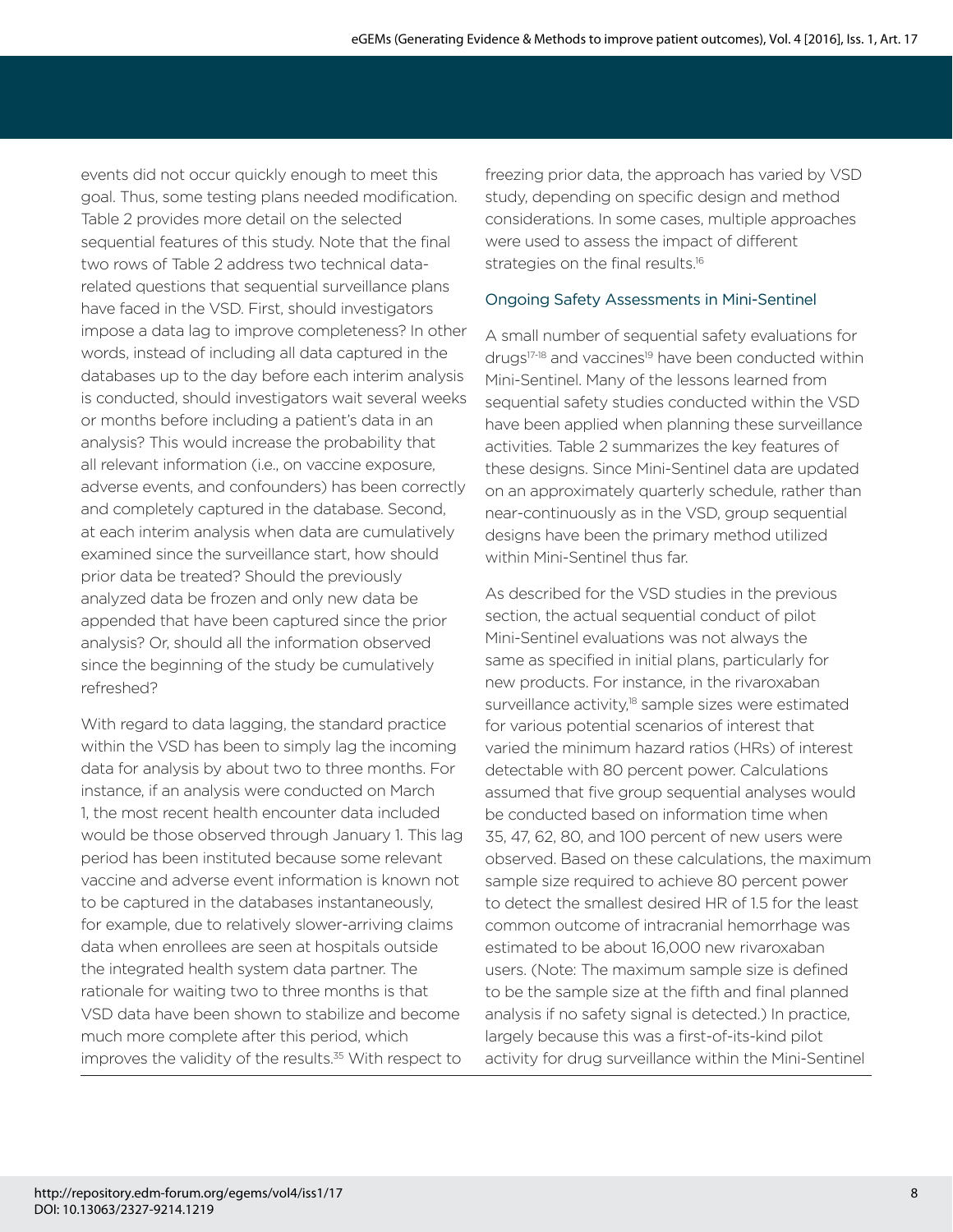events did not occur quickly enough to meet this goal. Thus, some testing plans needed modification. Table 2 provides more detail on the selected sequential features of this study. Note that the final two rows of Table 2 address two technical data-related questions that sequential surveillance plans have faced in the VSD. First, should investigators impose a data lag to improve completeness? In other words, instead of including all data captured in the databases up to the day before each interim analysis is conducted, should investigators wait several weeks or months before including a patient's data in an analysis? This would increase the probability that all relevant information (i.e., on vaccine exposure, adverse events, and confounders) has been correctly and completely captured in the database. Second, at each interim analysis when data are cumulatively examined since the surveillance start, how should prior data be treated? Should the previously analyzed data be frozen and only new data be appended that have been captured since the prior analysis? Or, should all the information observed since the beginning of the study be cumulatively refreshed?

With regard to data lagging, the standard practice within the VSD has been to simply lag the incoming data for analysis by about two to three months. For instance, if an analysis were conducted on March 1, the most recent health encounter data included would be those observed through January 1. This lag period has been instituted because some relevant vaccine and adverse event information is known not to be captured in the databases instantaneously, for example, due to relatively slower-arriving claims data when enrollees are seen at hospitals outside the integrated health system data partner. The rationale for waiting two to three months is that VSD data have been shown to stabilize and become much more complete after this period, which improves the validity of the results.[35] With respect to freezing prior data, the approach has varied by VSD study, depending on specific design and method considerations. In some cases, multiple approaches were used to assess the impact of different strategies on the final results.[16]

### Ongoing Safety Assessments in Mini-Sentinel

A small number of sequential safety evaluations for drugs[17-18] and vaccines[19] have been conducted within Mini-Sentinel. Many of the lessons learned from sequential safety studies conducted within the VSD have been applied when planning these surveillance activities. Table 2 summarizes the key features of these designs. Since Mini-Sentinel data are updated on an approximately quarterly schedule, rather than near-continuously as in the VSD, group sequential designs have been the primary method utilized within Mini-Sentinel thus far.

As described for the VSD studies in the previous section, the actual sequential conduct of pilot Mini-Sentinel evaluations was not always the same as specified in initial plans, particularly for new products. For instance, in the rivaroxaban surveillance activity,[18] sample sizes were estimated for various potential scenarios of interest that varied the minimum hazard ratios (HRs) of interest detectable with 80 percent power. Calculations assumed that five group sequential analyses would be conducted based on information time when 35, 47, 62, 80, and 100 percent of new users were observed. Based on these calculations, the maximum sample size required to achieve 80 percent power to detect the smallest desired HR of 1.5 for the least common outcome of intracranial hemorrhage was estimated to be about 16,000 new rivaroxaban users. (Note: The maximum sample size is defined to be the sample size at the fifth and final planned analysis if no safety signal is detected.) In practice, largely because this was a first-of-its-kind pilot activity for drug surveillance within the Mini-Sentinel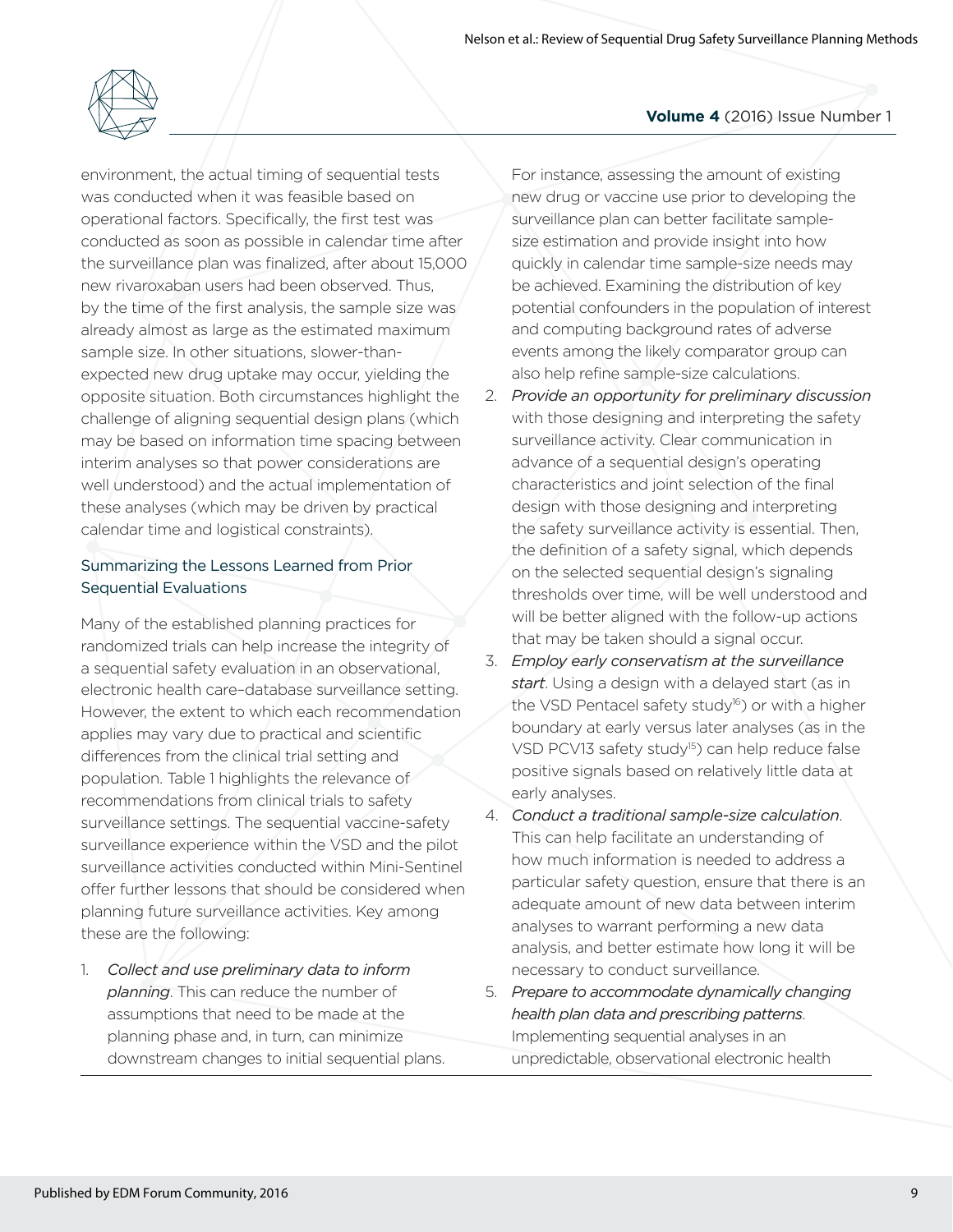environment, the actual timing of sequential tests was conducted when it was feasible based on operational factors. Specifically, the first test was conducted as soon as possible in calendar time after the surveillance plan was finalized, after about 15,000 new rivaroxaban users had been observed. Thus, by the time of the first analysis, the sample size was already almost as large as the estimated maximum sample size. In other situations, slower-than-expected new drug uptake may occur, yielding the opposite situation. Both circumstances highlight the challenge of aligning sequential design plans (which may be based on information time spacing between interim analyses so that power considerations are well understood) and the actual implementation of these analyses (which may be driven by practical calendar time and logistical constraints).

### Summarizing the Lessons Learned from Prior Sequential Evaluations

Many of the established planning practices for randomized trials can help increase the integrity of a sequential safety evaluation in an observational, electronic health care–database surveillance setting. However, the extent to which each recommendation applies may vary due to practical and scientific differences from the clinical trial setting and population. Table 1 highlights the relevance of recommendations from clinical trials to safety surveillance settings. The sequential vaccine-safety surveillance experience within the VSD and the pilot surveillance activities conducted within Mini-Sentinel offer further lessons that should be considered when planning future surveillance activities. Key among these are the following:

1. *Collect and use preliminary data to inform planning*. This can reduce the number of assumptions that need to be made at the planning phase and, in turn, can minimize downstream changes to initial sequential plans. For instance, assessing the amount of existing new drug or vaccine use prior to developing the surveillance plan can better facilitate sample-size estimation and provide insight into how quickly in calendar time sample-size needs may be achieved. Examining the distribution of key potential confounders in the population of interest and computing background rates of adverse events among the likely comparator group can also help refine sample-size calculations.
2. *Provide an opportunity for preliminary discussion* with those designing and interpreting the safety surveillance activity. Clear communication in advance of a sequential design's operating characteristics and joint selection of the final design with those designing and interpreting the safety surveillance activity is essential. Then, the definition of a safety signal, which depends on the selected sequential design's signaling thresholds over time, will be well understood and will be better aligned with the follow-up actions that may be taken should a signal occur.
3. *Employ early conservatism at the surveillance start*. Using a design with a delayed start (as in the VSD Pentacel safety study[16]) or with a higher boundary at early versus later analyses (as in the VSD PCV13 safety study[15]) can help reduce false positive signals based on relatively little data at early analyses.
4. *Conduct a traditional sample-size calculation*. This can help facilitate an understanding of how much information is needed to address a particular safety question, ensure that there is an adequate amount of new data between interim analyses to warrant performing a new data analysis, and better estimate how long it will be necessary to conduct surveillance.
5. *Prepare to accommodate dynamically changing health plan data and prescribing patterns*. Implementing sequential analyses in an unpredictable, observational electronic health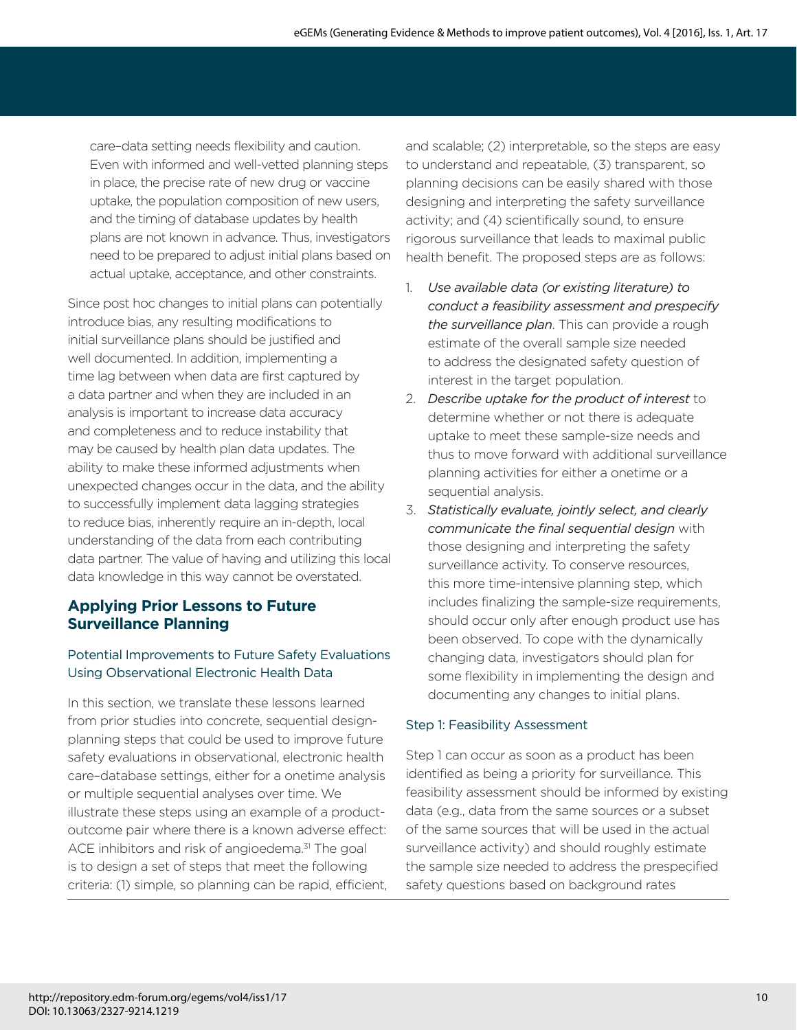care–data setting needs flexibility and caution. Even with informed and well-vetted planning steps in place, the precise rate of new drug or vaccine uptake, the population composition of new users, and the timing of database updates by health plans are not known in advance. Thus, investigators need to be prepared to adjust initial plans based on actual uptake, acceptance, and other constraints.

Since post hoc changes to initial plans can potentially introduce bias, any resulting modifications to initial surveillance plans should be justified and well documented. In addition, implementing a time lag between when data are first captured by a data partner and when they are included in an analysis is important to increase data accuracy and completeness and to reduce instability that may be caused by health plan data updates. The ability to make these informed adjustments when unexpected changes occur in the data, and the ability to successfully implement data lagging strategies to reduce bias, inherently require an in-depth, local understanding of the data from each contributing data partner. The value of having and utilizing this local data knowledge in this way cannot be overstated.

## Applying Prior Lessons to Future Surveillance Planning

### Potential Improvements to Future Safety Evaluations Using Observational Electronic Health Data

In this section, we translate these lessons learned from prior studies into concrete, sequential design-planning steps that could be used to improve future safety evaluations in observational, electronic health care–database settings, either for a onetime analysis or multiple sequential analyses over time. We illustrate these steps using an example of a product-outcome pair where there is a known adverse effect: ACE inhibitors and risk of angioedema.[31] The goal is to design a set of steps that meet the following criteria: (1) simple, so planning can be rapid, efficient, and scalable; (2) interpretable, so the steps are easy to understand and repeatable, (3) transparent, so planning decisions can be easily shared with those designing and interpreting the safety surveillance activity; and (4) scientifically sound, to ensure rigorous surveillance that leads to maximal public health benefit. The proposed steps are as follows:

1. *Use available data (or existing literature) to conduct a feasibility assessment and prespecify the surveillance plan*. This can provide a rough estimate of the overall sample size needed to address the designated safety question of interest in the target population.
2. *Describe uptake for the product of interest* to determine whether or not there is adequate uptake to meet these sample-size needs and thus to move forward with additional surveillance planning activities for either a onetime or a sequential analysis.
3. *Statistically evaluate, jointly select, and clearly communicate the final sequential design* with those designing and interpreting the safety surveillance activity. To conserve resources, this more time-intensive planning step, which includes finalizing the sample-size requirements, should occur only after enough product use has been observed. To cope with the dynamically changing data, investigators should plan for some flexibility in implementing the design and documenting any changes to initial plans.

### Step 1: Feasibility Assessment

Step 1 can occur as soon as a product has been identified as being a priority for surveillance. This feasibility assessment should be informed by existing data (e.g., data from the same sources or a subset of the same sources that will be used in the actual surveillance activity) and should roughly estimate the sample size needed to address the prespecified safety questions based on background rates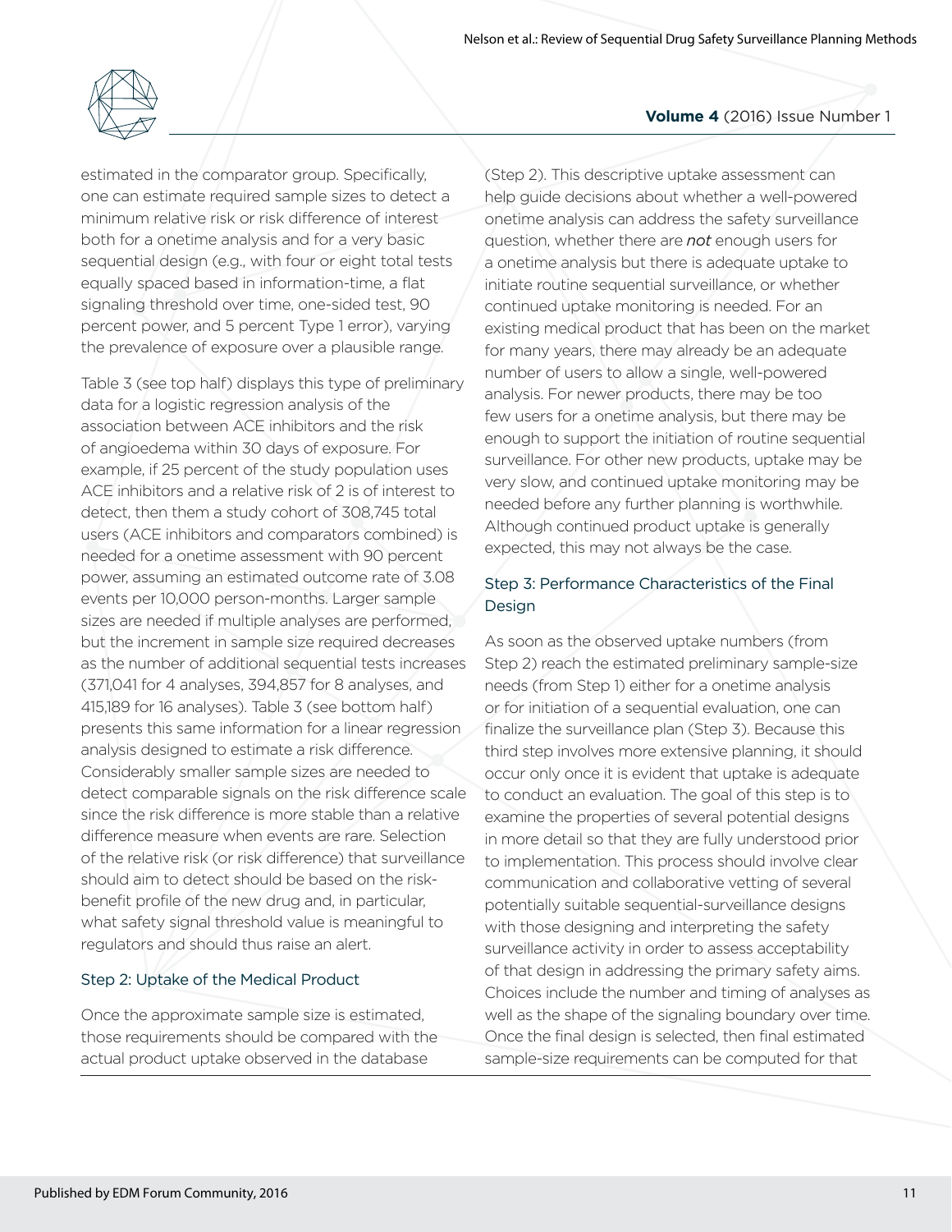estimated in the comparator group. Specifically, one can estimate required sample sizes to detect a minimum relative risk or risk difference of interest both for a onetime analysis and for a very basic sequential design (e.g., with four or eight total tests equally spaced based in information-time, a flat signaling threshold over time, one-sided test, 90 percent power, and 5 percent Type 1 error), varying the prevalence of exposure over a plausible range.

Table 3 (see top half) displays this type of preliminary data for a logistic regression analysis of the association between ACE inhibitors and the risk of angioedema within 30 days of exposure. For example, if 25 percent of the study population uses ACE inhibitors and a relative risk of 2 is of interest to detect, then them a study cohort of 308,745 total users (ACE inhibitors and comparators combined) is needed for a onetime assessment with 90 percent power, assuming an estimated outcome rate of 3.08 events per 10,000 person-months. Larger sample sizes are needed if multiple analyses are performed, but the increment in sample size required decreases as the number of additional sequential tests increases (371,041 for 4 analyses, 394,857 for 8 analyses, and 415,189 for 16 analyses). Table 3 (see bottom half) presents this same information for a linear regression analysis designed to estimate a risk difference. Considerably smaller sample sizes are needed to detect comparable signals on the risk difference scale since the risk difference is more stable than a relative difference measure when events are rare. Selection of the relative risk (or risk difference) that surveillance should aim to detect should be based on the risk-benefit profile of the new drug and, in particular, what safety signal threshold value is meaningful to regulators and should thus raise an alert.

### Step 2: Uptake of the Medical Product

Once the approximate sample size is estimated, those requirements should be compared with the actual product uptake observed in the database (Step 2). This descriptive uptake assessment can help guide decisions about whether a well-powered onetime analysis can address the safety surveillance question, whether there are *not* enough users for a onetime analysis but there is adequate uptake to initiate routine sequential surveillance, or whether continued uptake monitoring is needed. For an existing medical product that has been on the market for many years, there may already be an adequate number of users to allow a single, well-powered analysis. For newer products, there may be too few users for a onetime analysis, but there may be enough to support the initiation of routine sequential surveillance. For other new products, uptake may be very slow, and continued uptake monitoring may be needed before any further planning is worthwhile. Although continued product uptake is generally expected, this may not always be the case.

### Step 3: Performance Characteristics of the Final Design

As soon as the observed uptake numbers (from Step 2) reach the estimated preliminary sample-size needs (from Step 1) either for a onetime analysis or for initiation of a sequential evaluation, one can finalize the surveillance plan (Step 3). Because this third step involves more extensive planning, it should occur only once it is evident that uptake is adequate to conduct an evaluation. The goal of this step is to examine the properties of several potential designs in more detail so that they are fully understood prior to implementation. This process should involve clear communication and collaborative vetting of several potentially suitable sequential-surveillance designs with those designing and interpreting the safety surveillance activity in order to assess acceptability of that design in addressing the primary safety aims. Choices include the number and timing of analyses as well as the shape of the signaling boundary over time. Once the final design is selected, then final estimated sample-size requirements can be computed for that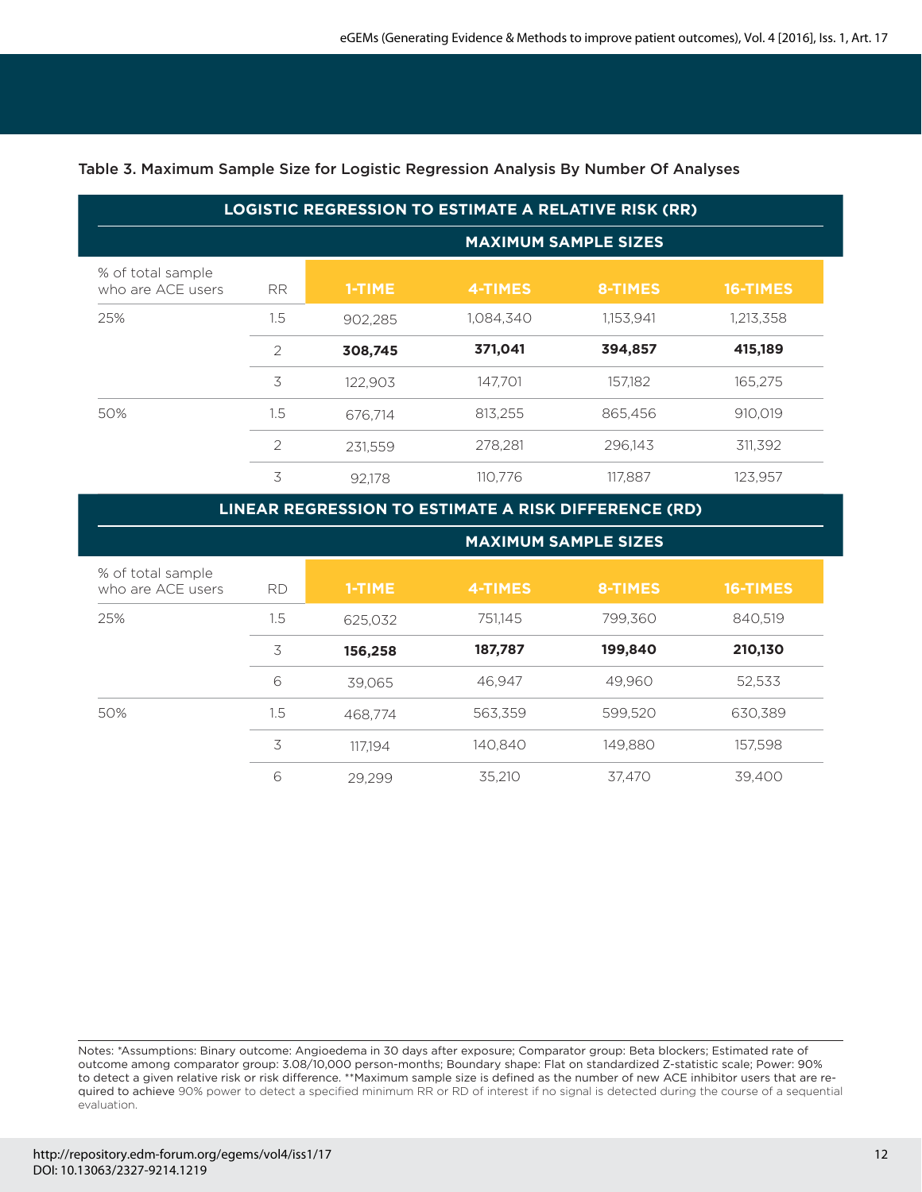Table 3. Maximum Sample Size for Logistic Regression Analysis By Number Of Analyses

| LOGISTIC REGRESSION TO ESTIMATE A RELATIVE RISK (RR) | | | | | |
|---|---|---|---|---|---|
| | | MAXIMUM SAMPLE SIZES | | | |
| % of total sample who are ACE users | RR | 1-TIME | 4-TIMES | 8-TIMES | 16-TIMES |
| 25% | 1.5 | 902,285 | 1,084,340 | 1,153,941 | 1,213,358 |
| | 2 | **308,745** | **371,041** | **394,857** | **415,189** |
| | 3 | 122,903 | 147,701 | 157,182 | 165,275 |
| 50% | 1.5 | 676,714 | 813,255 | 865,456 | 910,019 |
| | 2 | 231,559 | 278,281 | 296,143 | 311,392 |
| | 3 | 92,178 | 110,776 | 117,887 | 123,957 |

| LINEAR REGRESSION TO ESTIMATE A RISK DIFFERENCE (RD) | | | | | |
|---|---|---|---|---|---|
| | | MAXIMUM SAMPLE SIZES | | | |
| % of total sample who are ACE users | RD | 1-TIME | 4-TIMES | 8-TIMES | 16-TIMES |
| 25% | 1.5 | 625,032 | 751,145 | 799,360 | 840,519 |
| | 3 | **156,258** | **187,787** | **199,840** | **210,130** |
| | 6 | 39,065 | 46,947 | 49,960 | 52,533 |
| 50% | 1.5 | 468,774 | 563,359 | 599,520 | 630,389 |
| | 3 | 117,194 | 140,840 | 149,880 | 157,598 |
| | 6 | 29,299 | 35,210 | 37,470 | 39,400 |

Notes: *Assumptions: Binary outcome: Angioedema in 30 days after exposure; Comparator group: Beta blockers; Estimated rate of outcome among comparator group: 3.08/10,000 person-months; Boundary shape: Flat on standardized Z-statistic scale; Power: 90% to detect a given relative risk or risk difference. **Maximum sample size is defined as the number of new ACE inhibitor users that are required to achieve 90% power to detect a specified minimum RR or RD of interest if no signal is detected during the course of a sequential evaluation.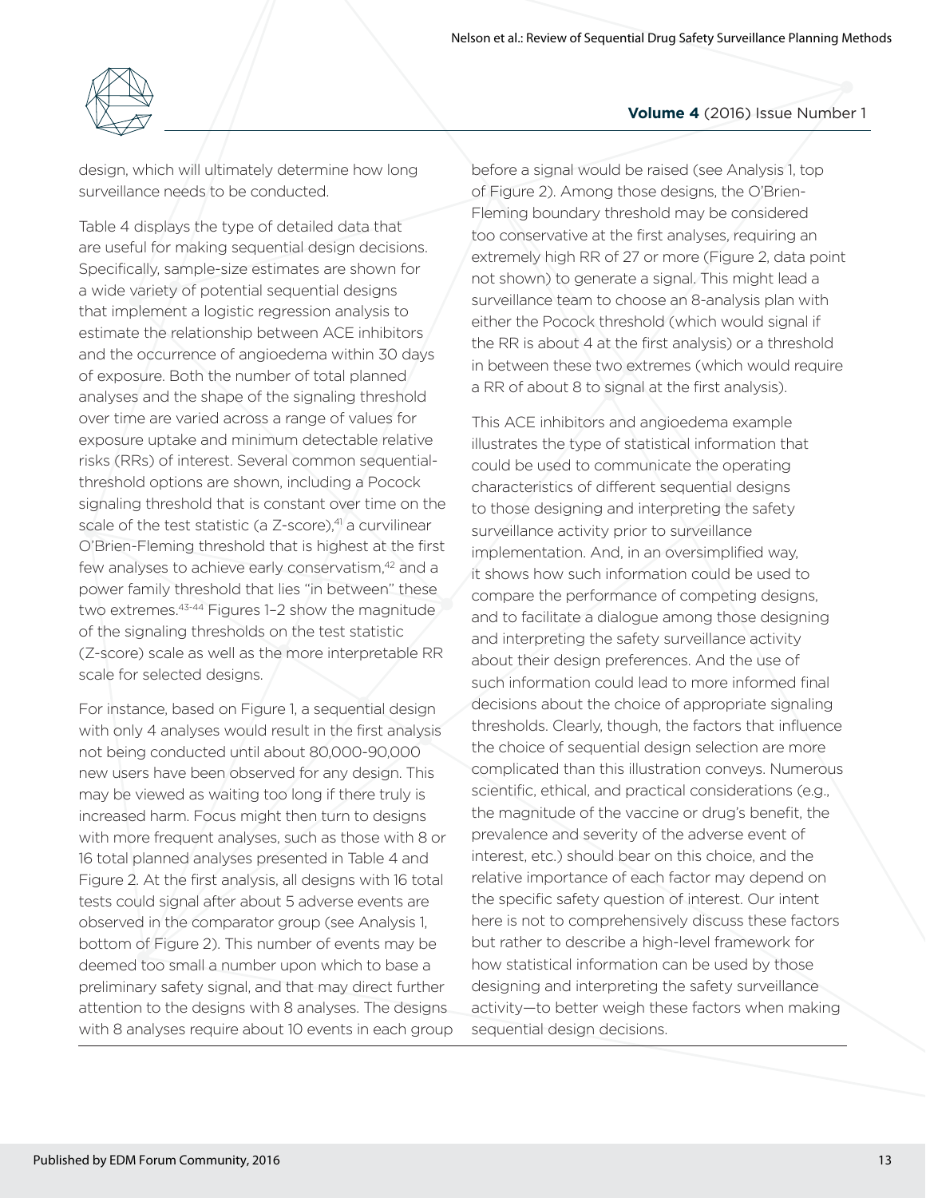design, which will ultimately determine how long surveillance needs to be conducted.

Table 4 displays the type of detailed data that are useful for making sequential design decisions. Specifically, sample-size estimates are shown for a wide variety of potential sequential designs that implement a logistic regression analysis to estimate the relationship between ACE inhibitors and the occurrence of angioedema within 30 days of exposure. Both the number of total planned analyses and the shape of the signaling threshold over time are varied across a range of values for exposure uptake and minimum detectable relative risks (RRs) of interest. Several common sequential-threshold options are shown, including a Pocock signaling threshold that is constant over time on the scale of the test statistic (a Z-score),[41] a curvilinear O'Brien-Fleming threshold that is highest at the first few analyses to achieve early conservatism,[42] and a power family threshold that lies "in between" these two extremes.[43-44] Figures 1–2 show the magnitude of the signaling thresholds on the test statistic (Z-score) scale as well as the more interpretable RR scale for selected designs.

For instance, based on Figure 1, a sequential design with only 4 analyses would result in the first analysis not being conducted until about 80,000-90,000 new users have been observed for any design. This may be viewed as waiting too long if there truly is increased harm. Focus might then turn to designs with more frequent analyses, such as those with 8 or 16 total planned analyses presented in Table 4 and Figure 2. At the first analysis, all designs with 16 total tests could signal after about 5 adverse events are observed in the comparator group (see Analysis 1, bottom of Figure 2). This number of events may be deemed too small a number upon which to base a preliminary safety signal, and that may direct further attention to the designs with 8 analyses. The designs with 8 analyses require about 10 events in each group before a signal would be raised (see Analysis 1, top of Figure 2). Among those designs, the O'Brien-Fleming boundary threshold may be considered too conservative at the first analyses, requiring an extremely high RR of 27 or more (Figure 2, data point not shown) to generate a signal. This might lead a surveillance team to choose an 8-analysis plan with either the Pocock threshold (which would signal if the RR is about 4 at the first analysis) or a threshold in between these two extremes (which would require a RR of about 8 to signal at the first analysis).

This ACE inhibitors and angioedema example illustrates the type of statistical information that could be used to communicate the operating characteristics of different sequential designs to those designing and interpreting the safety surveillance activity prior to surveillance implementation. And, in an oversimplified way, it shows how such information could be used to compare the performance of competing designs, and to facilitate a dialogue among those designing and interpreting the safety surveillance activity about their design preferences. And the use of such information could lead to more informed final decisions about the choice of appropriate signaling thresholds. Clearly, though, the factors that influence the choice of sequential design selection are more complicated than this illustration conveys. Numerous scientific, ethical, and practical considerations (e.g., the magnitude of the vaccine or drug's benefit, the prevalence and severity of the adverse event of interest, etc.) should bear on this choice, and the relative importance of each factor may depend on the specific safety question of interest. Our intent here is not to comprehensively discuss these factors but rather to describe a high-level framework for how statistical information can be used by those designing and interpreting the safety surveillance activity—to better weigh these factors when making sequential design decisions.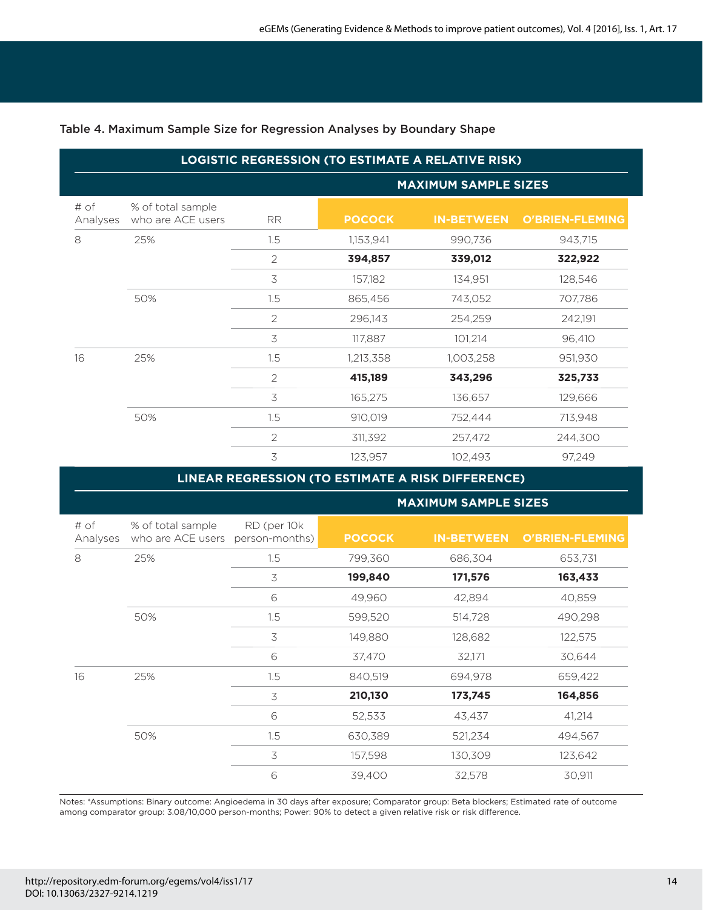Table 4. Maximum Sample Size for Regression Analyses by Boundary Shape

| LOGISTIC REGRESSION (TO ESTIMATE A RELATIVE RISK) | | | | | |
|---|---|---|---|---|---|
| | | | MAXIMUM SAMPLE SIZES | | |
| # of Analyses | % of total sample who are ACE users | RR | POCOCK | IN-BETWEEN | O'BRIEN-FLEMING |
| 8 | 25% | 1.5 | 1,153,941 | 990,736 | 943,715 |
| | | 2 | **394,857** | **339,012** | **322,922** |
| | | 3 | 157,182 | 134,951 | 128,546 |
| | 50% | 1.5 | 865,456 | 743,052 | 707,786 |
| | | 2 | 296,143 | 254,259 | 242,191 |
| | | 3 | 117,887 | 101,214 | 96,410 |
| 16 | 25% | 1.5 | 1,213,358 | 1,003,258 | 951,930 |
| | | 2 | **415,189** | **343,296** | **325,733** |
| | | 3 | 165,275 | 136,657 | 129,666 |
| | 50% | 1.5 | 910,019 | 752,444 | 713,948 |
| | | 2 | 311,392 | 257,472 | 244,300 |
| | | 3 | 123,957 | 102,493 | 97,249 |

| LINEAR REGRESSION (TO ESTIMATE A RISK DIFFERENCE) | | | | | |
|---|---|---|---|---|---|
| | | | MAXIMUM SAMPLE SIZES | | |
| # of Analyses | % of total sample who are ACE users | RD (per 10k person-months) | POCOCK | IN-BETWEEN | O'BRIEN-FLEMING |
| 8 | 25% | 1.5 | 799,360 | 686,304 | 653,731 |
| | | 3 | **199,840** | **171,576** | **163,433** |
| | | 6 | 49,960 | 42,894 | 40,859 |
| | 50% | 1.5 | 599,520 | 514,728 | 490,298 |
| | | 3 | 149,880 | 128,682 | 122,575 |
| | | 6 | 37,470 | 32,171 | 30,644 |
| 16 | 25% | 1.5 | 840,519 | 694,978 | 659,422 |
| | | 3 | **210,130** | **173,745** | **164,856** |
| | | 6 | 52,533 | 43,437 | 41,214 |
| | 50% | 1.5 | 630,389 | 521,234 | 494,567 |
| | | 3 | 157,598 | 130,309 | 123,642 |
| | | 6 | 39,400 | 32,578 | 30,911 |

Notes: *Assumptions: Binary outcome: Angioedema in 30 days after exposure; Comparator group: Beta blockers; Estimated rate of outcome among comparator group: 3.08/10,000 person-months; Power: 90% to detect a given relative risk or risk difference.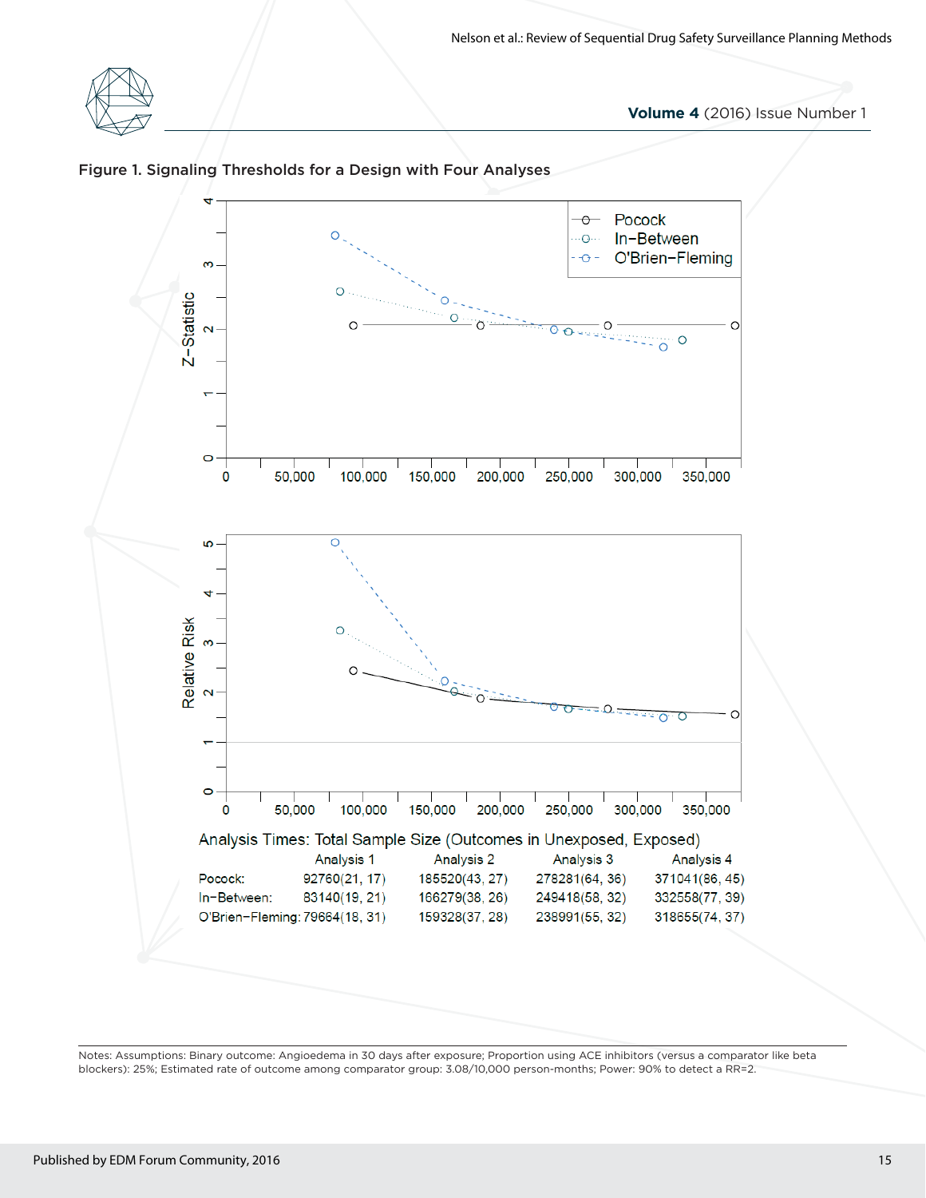Figure 1. Signaling Thresholds for a Design with Four Analyses

Analysis Times: Total Sample Size (Outcomes in Unexposed, Exposed)

| | Analysis 1 | Analysis 2 | Analysis 3 | Analysis 4 |
|---|---|---|---|---|
| Pocock: | 92760(21, 17) | 185520(43, 27) | 278281(64, 36) | 371041(86, 45) |
| In−Between: | 83140(19, 21) | 166279(38, 26) | 249418(58, 32) | 332558(77, 39) |
| O'Brien−Fleming: | 79664(18, 31) | 159328(37, 28) | 238991(55, 32) | 318655(74, 37) |

Notes: Assumptions: Binary outcome: Angioedema in 30 days after exposure; Proportion using ACE inhibitors (versus a comparator like beta blockers): 25%; Estimated rate of outcome among comparator group: 3.08/10,000 person-months; Power: 90% to detect a RR=2.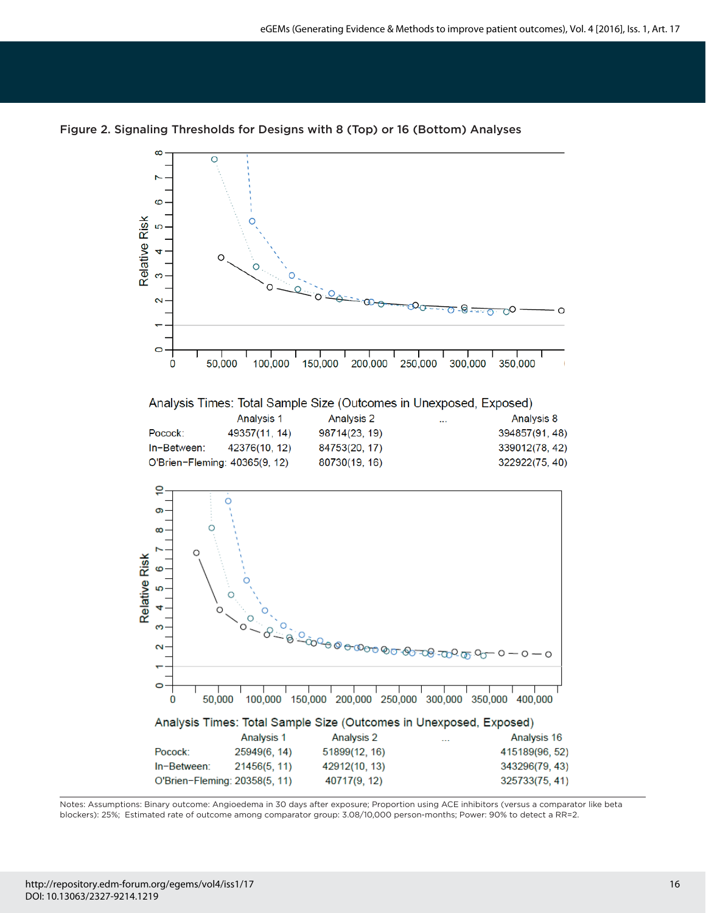**Figure 2. Signaling Thresholds for Designs with 8 (Top) or 16 (Bottom) Analyses**

Analysis Times: Total Sample Size (Outcomes in Unexposed, Exposed)

| | Analysis 1 | Analysis 2 | ... | Analysis 8 |
|---|---|---|---|---|
| Pocock: | 49357(11, 14) | 98714(23, 19) | | 394857(91, 48) |
| In–Between: | 42376(10, 12) | 84753(20, 17) | | 339012(78, 42) |
| O'Brien–Fleming: | 40365(9, 12) | 80730(19, 16) | | 322922(75, 40) |

Analysis Times: Total Sample Size (Outcomes in Unexposed, Exposed)

| | Analysis 1 | Analysis 2 | ... | Analysis 16 |
|---|---|---|---|---|
| Pocock: | 25949(6, 14) | 51899(12, 16) | | 415189(96, 52) |
| In–Between: | 21456(5, 11) | 42912(10, 13) | | 343296(79, 43) |
| O'Brien–Fleming: | 20358(5, 11) | 40717(9, 12) | | 325733(75, 41) |

Notes: Assumptions: Binary outcome: Angioedema in 30 days after exposure; Proportion using ACE inhibitors (versus a comparator like beta blockers): 25%; Estimated rate of outcome among comparator group: 3.08/10,000 person-months; Power: 90% to detect a RR=2.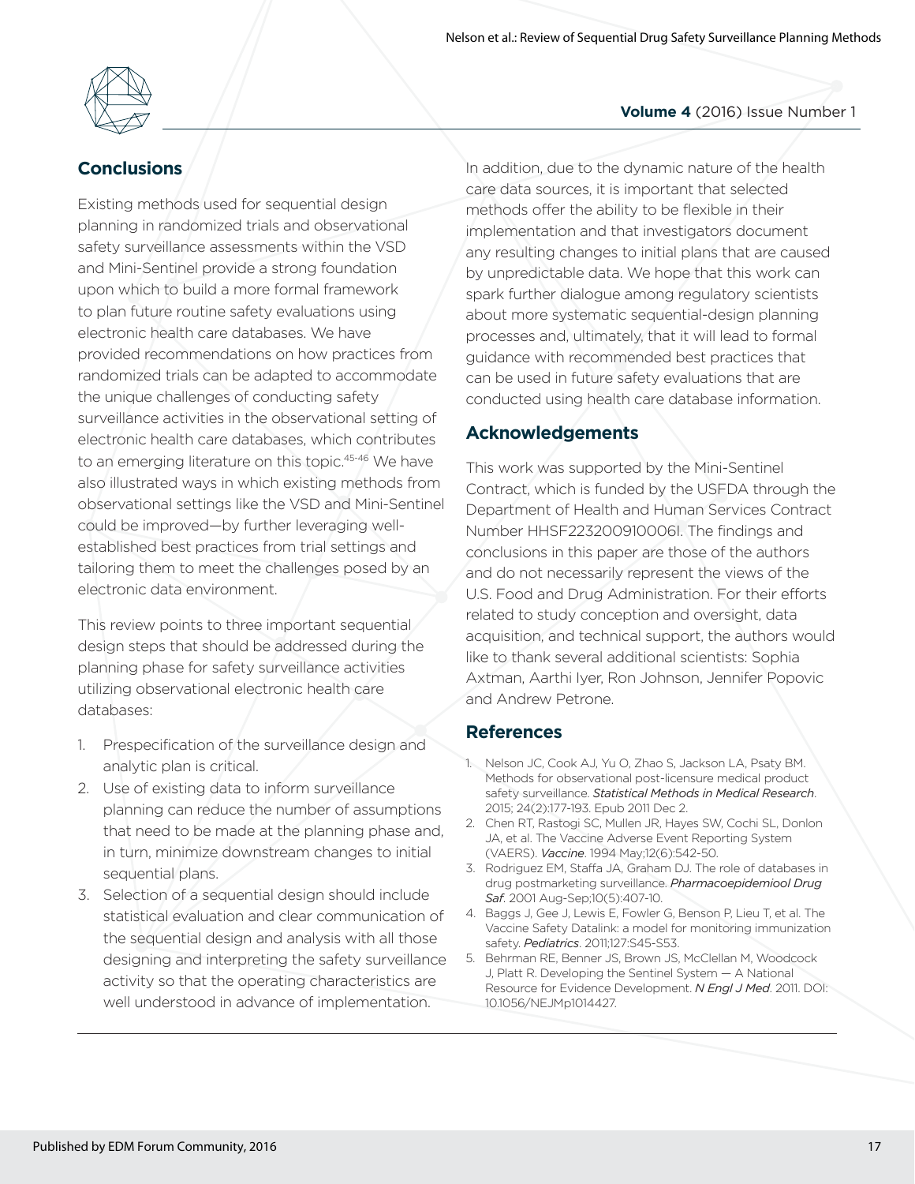## Conclusions

Existing methods used for sequential design planning in randomized trials and observational safety surveillance assessments within the VSD and Mini-Sentinel provide a strong foundation upon which to build a more formal framework to plan future routine safety evaluations using electronic health care databases. We have provided recommendations on how practices from randomized trials can be adapted to accommodate the unique challenges of conducting safety surveillance activities in the observational setting of electronic health care databases, which contributes to an emerging literature on this topic.[45-46] We have also illustrated ways in which existing methods from observational settings like the VSD and Mini-Sentinel could be improved—by further leveraging well-established best practices from trial settings and tailoring them to meet the challenges posed by an electronic data environment.

This review points to three important sequential design steps that should be addressed during the planning phase for safety surveillance activities utilizing observational electronic health care databases:

1. Prespecification of the surveillance design and analytic plan is critical.
2. Use of existing data to inform surveillance planning can reduce the number of assumptions that need to be made at the planning phase and, in turn, minimize downstream changes to initial sequential plans.
3. Selection of a sequential design should include statistical evaluation and clear communication of the sequential design and analysis with all those designing and interpreting the safety surveillance activity so that the operating characteristics are well understood in advance of implementation.

In addition, due to the dynamic nature of the health care data sources, it is important that selected methods offer the ability to be flexible in their implementation and that investigators document any resulting changes to initial plans that are caused by unpredictable data. We hope that this work can spark further dialogue among regulatory scientists about more systematic sequential-design planning processes and, ultimately, that it will lead to formal guidance with recommended best practices that can be used in future safety evaluations that are conducted using health care database information.

## Acknowledgements

This work was supported by the Mini-Sentinel Contract, which is funded by the USFDA through the Department of Health and Human Services Contract Number HHSF223200910006I. The findings and conclusions in this paper are those of the authors and do not necessarily represent the views of the U.S. Food and Drug Administration. For their efforts related to study conception and oversight, data acquisition, and technical support, the authors would like to thank several additional scientists: Sophia Axtman, Aarthi Iyer, Ron Johnson, Jennifer Popovic and Andrew Petrone.

## References

1. Nelson JC, Cook AJ, Yu O, Zhao S, Jackson LA, Psaty BM. Methods for observational post-licensure medical product safety surveillance. *Statistical Methods in Medical Research*. 2015; 24(2):177-193. Epub 2011 Dec 2.
2. Chen RT, Rastogi SC, Mullen JR, Hayes SW, Cochi SL, Donlon JA, et al. The Vaccine Adverse Event Reporting System (VAERS). *Vaccine*. 1994 May;12(6):542-50.
3. Rodriguez EM, Staffa JA, Graham DJ. The role of databases in drug postmarketing surveillance. *Pharmacoepidemiool Drug Saf*. 2001 Aug-Sep;10(5):407-10.
4. Baggs J, Gee J, Lewis E, Fowler G, Benson P, Lieu T, et al. The Vaccine Safety Datalink: a model for monitoring immunization safety. *Pediatrics*. 2011;127:S45-S53.
5. Behrman RE, Benner JS, Brown JS, McClellan M, Woodcock J, Platt R. Developing the Sentinel System — A National Resource for Evidence Development. *N Engl J Med*. 2011. DOI: 10.1056/NEJMp1014427.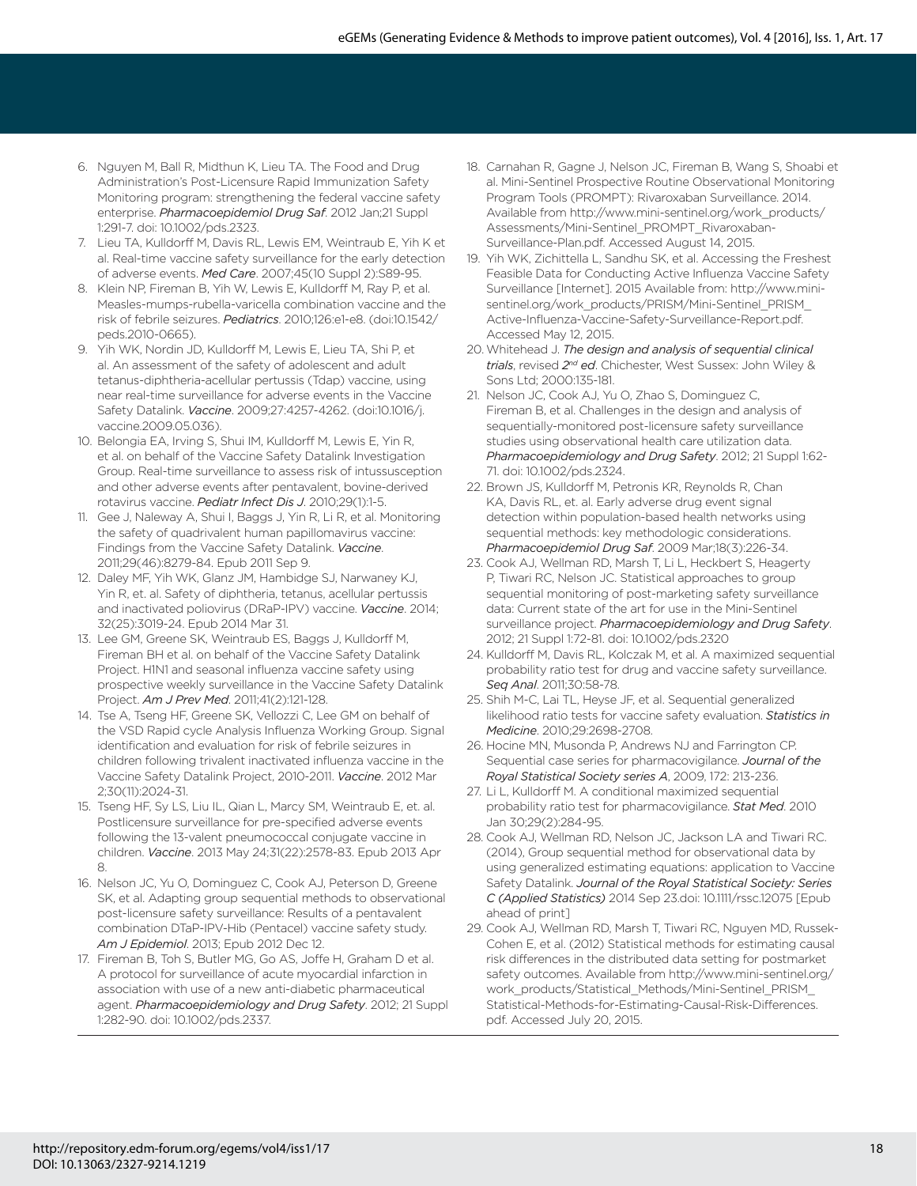6. Nguyen M, Ball R, Midthun K, Lieu TA. The Food and Drug Administration's Post-Licensure Rapid Immunization Safety Monitoring program: strengthening the federal vaccine safety enterprise. *Pharmacoepidemiol Drug Saf*. 2012 Jan;21 Suppl 1:291-7. doi: 10.1002/pds.2323.
7. Lieu TA, Kulldorff M, Davis RL, Lewis EM, Weintraub E, Yih K et al. Real-time vaccine safety surveillance for the early detection of adverse events. *Med Care*. 2007;45(10 Suppl 2):S89-95.
8. Klein NP, Fireman B, Yih W, Lewis E, Kulldorff M, Ray P, et al. Measles-mumps-rubella-varicella combination vaccine and the risk of febrile seizures. *Pediatrics*. 2010;126:e1-e8. (doi:10.1542/peds.2010-0665).
9. Yih WK, Nordin JD, Kulldorff M, Lewis E, Lieu TA, Shi P, et al. An assessment of the safety of adolescent and adult tetanus-diphtheria-acellular pertussis (Tdap) vaccine, using near real-time surveillance for adverse events in the Vaccine Safety Datalink. *Vaccine*. 2009;27:4257-4262. (doi:10.1016/j.vaccine.2009.05.036).
10. Belongia EA, Irving S, Shui IM, Kulldorff M, Lewis E, Yin R, et al. on behalf of the Vaccine Safety Datalink Investigation Group. Real-time surveillance to assess risk of intussusception and other adverse events after pentavalent, bovine-derived rotavirus vaccine. *Pediatr Infect Dis J*. 2010;29(1):1-5.
11. Gee J, Naleway A, Shui I, Baggs J, Yin R, Li R, et al. Monitoring the safety of quadrivalent human papillomavirus vaccine: Findings from the Vaccine Safety Datalink. *Vaccine*. 2011;29(46):8279-84. Epub 2011 Sep 9.
12. Daley MF, Yih WK, Glanz JM, Hambidge SJ, Narwaney KJ, Yin R, et. al. Safety of diphtheria, tetanus, acellular pertussis and inactivated poliovirus (DRaP-IPV) vaccine. *Vaccine*. 2014; 32(25):3019-24. Epub 2014 Mar 31.
13. Lee GM, Greene SK, Weintraub ES, Baggs J, Kulldorff M, Fireman BH et al. on behalf of the Vaccine Safety Datalink Project. H1N1 and seasonal influenza vaccine safety using prospective weekly surveillance in the Vaccine Safety Datalink Project. *Am J Prev Med*. 2011;41(2):121-128.
14. Tse A, Tseng HF, Greene SK, Vellozzi C, Lee GM on behalf of the VSD Rapid cycle Analysis Influenza Working Group. Signal identification and evaluation for risk of febrile seizures in children following trivalent inactivated influenza vaccine in the Vaccine Safety Datalink Project, 2010-2011. *Vaccine*. 2012 Mar 2;30(11):2024-31.
15. Tseng HF, Sy LS, Liu IL, Qian L, Marcy SM, Weintraub E, et. al. Postlicensure surveillance for pre-specified adverse events following the 13-valent pneumococcal conjugate vaccine in children. *Vaccine*. 2013 May 24;31(22):2578-83. Epub 2013 Apr 8.
16. Nelson JC, Yu O, Dominguez C, Cook AJ, Peterson D, Greene SK, et al. Adapting group sequential methods to observational post-licensure safety surveillance: Results of a pentavalent combination DTaP-IPV-Hib (Pentacel) vaccine safety study. *Am J Epidemiol*. 2013; Epub 2012 Dec 12.
17. Fireman B, Toh S, Butler MG, Go AS, Joffe H, Graham D et al. A protocol for surveillance of acute myocardial infarction in association with use of a new anti-diabetic pharmaceutical agent. *Pharmacoepidemiology and Drug Safety*. 2012; 21 Suppl 1:282-90. doi: 10.1002/pds.2337.
18. Carnahan R, Gagne J, Nelson JC, Fireman B, Wang S, Shoabi et al. Mini-Sentinel Prospective Routine Observational Monitoring Program Tools (PROMPT): Rivaroxaban Surveillance. 2014. Available from http://www.mini-sentinel.org/work_products/Assessments/Mini-Sentinel_PROMPT_Rivaroxaban-Surveillance-Plan.pdf. Accessed August 14, 2015.
19. Yih WK, Zichittella L, Sandhu SK, et al. Accessing the Freshest Feasible Data for Conducting Active Influenza Vaccine Safety Surveillance [Internet]. 2015 Available from: http://www.mini-sentinel.org/work_products/PRISM/Mini-Sentinel_PRISM_Active-Influenza-Vaccine-Safety-Surveillance-Report.pdf. Accessed May 12, 2015.
20. Whitehead J. *The design and analysis of sequential clinical trials*, revised *2nd ed*. Chichester, West Sussex: John Wiley & Sons Ltd; 2000:135-181.
21. Nelson JC, Cook AJ, Yu O, Zhao S, Dominguez C, Fireman B, et al. Challenges in the design and analysis of sequentially-monitored post-licensure safety surveillance studies using observational health care utilization data. *Pharmacoepidemiology and Drug Safety*. 2012; 21 Suppl 1:62-71. doi: 10.1002/pds.2324.
22. Brown JS, Kulldorff M, Petronis KR, Reynolds R, Chan KA, Davis RL, et. al. Early adverse drug event signal detection within population-based health networks using sequential methods: key methodologic considerations. *Pharmacoepidemiol Drug Saf*. 2009 Mar;18(3):226-34.
23. Cook AJ, Wellman RD, Marsh T, Li L, Heckbert S, Heagerty P, Tiwari RC, Nelson JC. Statistical approaches to group sequential monitoring of post-marketing safety surveillance data: Current state of the art for use in the Mini-Sentinel surveillance project. *Pharmacoepidemiology and Drug Safety*. 2012; 21 Suppl 1:72-81. doi: 10.1002/pds.2320
24. Kulldorff M, Davis RL, Kolczak M, et al. A maximized sequential probability ratio test for drug and vaccine safety surveillance. *Seq Anal*. 2011;30:58-78.
25. Shih M-C, Lai TL, Heyse JF, et al. Sequential generalized likelihood ratio tests for vaccine safety evaluation. *Statistics in Medicine*. 2010;29:2698-2708.
26. Hocine MN, Musonda P, Andrews NJ and Farrington CP. Sequential case series for pharmacovigilance. *Journal of the Royal Statistical Society series A*, 2009, 172: 213-236.
27. Li L, Kulldorff M. A conditional maximized sequential probability ratio test for pharmacovigilance. *Stat Med*. 2010 Jan 30;29(2):284-95.
28. Cook AJ, Wellman RD, Nelson JC, Jackson LA and Tiwari RC. (2014), Group sequential method for observational data by using generalized estimating equations: application to Vaccine Safety Datalink. *Journal of the Royal Statistical Society: Series C (Applied Statistics)* 2014 Sep 23.doi: 10.1111/rssc.12075 [Epub ahead of print]
29. Cook AJ, Wellman RD, Marsh T, Tiwari RC, Nguyen MD, Russek-Cohen E, et al. (2012) Statistical methods for estimating causal risk differences in the distributed data setting for postmarket safety outcomes. Available from http://www.mini-sentinel.org/work_products/Statistical_Methods/Mini-Sentinel_PRISM_Statistical-Methods-for-Estimating-Causal-Risk-Differences.pdf. Accessed July 20, 2015.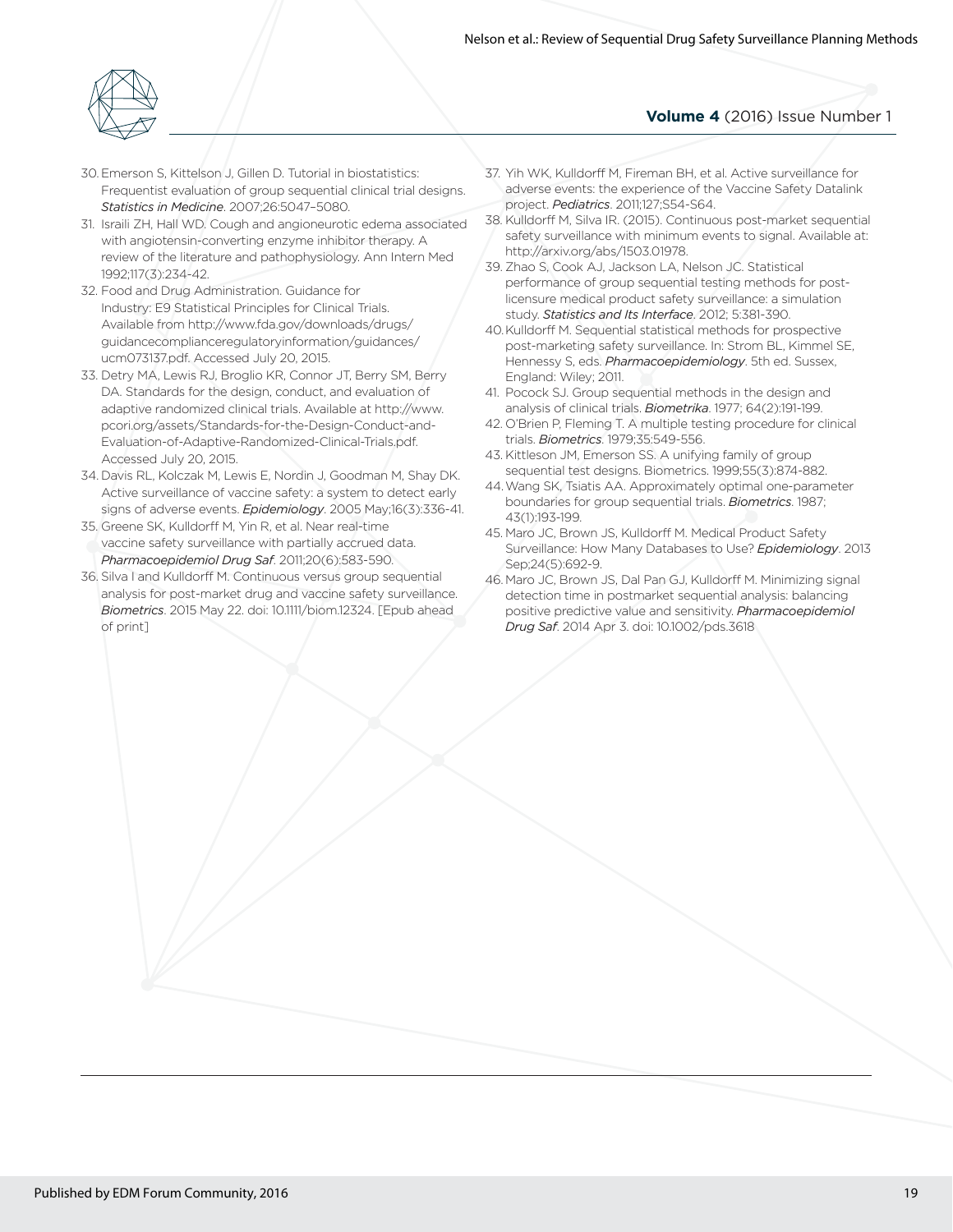30. Emerson S, Kittelson J, Gillen D. Tutorial in biostatistics: Frequentist evaluation of group sequential clinical trial designs. *Statistics in Medicine*. 2007;26:5047–5080.
31. Israili ZH, Hall WD. Cough and angioneurotic edema associated with angiotensin-converting enzyme inhibitor therapy. A review of the literature and pathophysiology. Ann Intern Med 1992;117(3):234-42.
32. Food and Drug Administration. Guidance for Industry: E9 Statistical Principles for Clinical Trials. Available from http://www.fda.gov/downloads/drugs/guidancecomplianceregulatoryinformation/guidances/ucm073137.pdf. Accessed July 20, 2015.
33. Detry MA, Lewis RJ, Broglio KR, Connor JT, Berry SM, Berry DA. Standards for the design, conduct, and evaluation of adaptive randomized clinical trials. Available at http://www.pcori.org/assets/Standards-for-the-Design-Conduct-and-Evaluation-of-Adaptive-Randomized-Clinical-Trials.pdf. Accessed July 20, 2015.
34. Davis RL, Kolczak M, Lewis E, Nordin J, Goodman M, Shay DK. Active surveillance of vaccine safety: a system to detect early signs of adverse events. *Epidemiology*. 2005 May;16(3):336-41.
35. Greene SK, Kulldorff M, Yin R, et al. Near real-time vaccine safety surveillance with partially accrued data. *Pharmacoepidemiol Drug Saf*. 2011;20(6):583-590.
36. Silva I and Kulldorff M. Continuous versus group sequential analysis for post-market drug and vaccine safety surveillance. *Biometrics*. 2015 May 22. doi: 10.1111/biom.12324. [Epub ahead of print]
37. Yih WK, Kulldorff M, Fireman BH, et al. Active surveillance for adverse events: the experience of the Vaccine Safety Datalink project. *Pediatrics*. 2011;127;S54-S64.
38. Kulldorff M, Silva IR. (2015). Continuous post-market sequential safety surveillance with minimum events to signal. Available at: http://arxiv.org/abs/1503.01978.
39. Zhao S, Cook AJ, Jackson LA, Nelson JC. Statistical performance of group sequential testing methods for post-licensure medical product safety surveillance: a simulation study. *Statistics and Its Interface*. 2012; 5:381-390.
40. Kulldorff M. Sequential statistical methods for prospective post-marketing safety surveillance. In: Strom BL, Kimmel SE, Hennessy S, eds. *Pharmacoepidemiology*. 5th ed. Sussex, England: Wiley; 2011.
41. Pocock SJ. Group sequential methods in the design and analysis of clinical trials. *Biometrika*. 1977; 64(2):191-199.
42. O'Brien P, Fleming T. A multiple testing procedure for clinical trials. *Biometrics*. 1979;35:549-556.
43. Kittleson JM, Emerson SS. A unifying family of group sequential test designs. Biometrics. 1999;55(3):874-882.
44. Wang SK, Tsiatis AA. Approximately optimal one-parameter boundaries for group sequential trials. *Biometrics*. 1987; 43(1):193-199.
45. Maro JC, Brown JS, Kulldorff M. Medical Product Safety Surveillance: How Many Databases to Use? *Epidemiology*. 2013 Sep;24(5):692-9.
46. Maro JC, Brown JS, Dal Pan GJ, Kulldorff M. Minimizing signal detection time in postmarket sequential analysis: balancing positive predictive value and sensitivity. *Pharmacoepidemiol Drug Saf*. 2014 Apr 3. doi: 10.1002/pds.3618